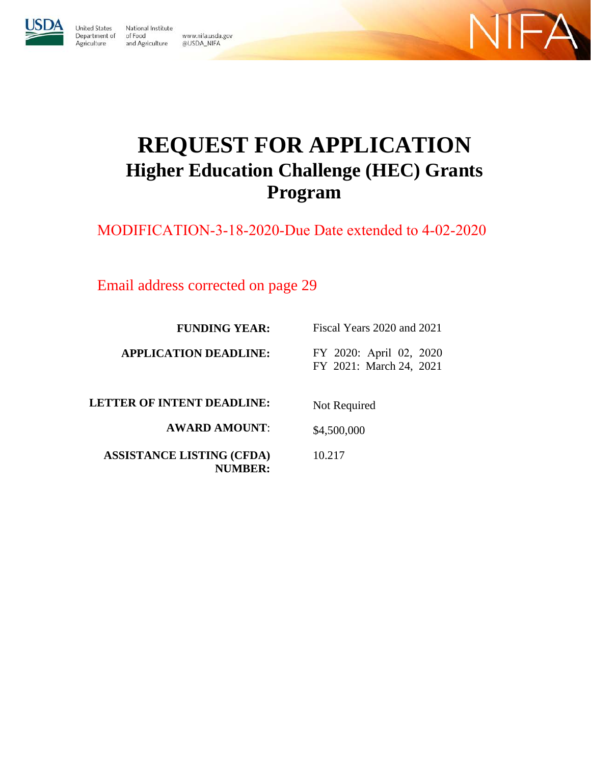United States Department of Agriculture

National Institute of Food and Agriculture

www.nifa.usda.gov
@USDA_NIFA

# REQUEST FOR APPLICATION
## Higher Education Challenge (HEC) Grants Program

MODIFICATION-3-18-2020-Due Date extended to 4-02-2020

Email address corrected on page 29

**FUNDING YEAR:** Fiscal Years 2020 and 2021

**APPLICATION DEADLINE:** FY 2020: April 02, 2020
FY 2021: March 24, 2021

**LETTER OF INTENT DEADLINE:** Not Required

**AWARD AMOUNT**: $4,500,000

**ASSISTANCE LISTING (CFDA) NUMBER:** 10.217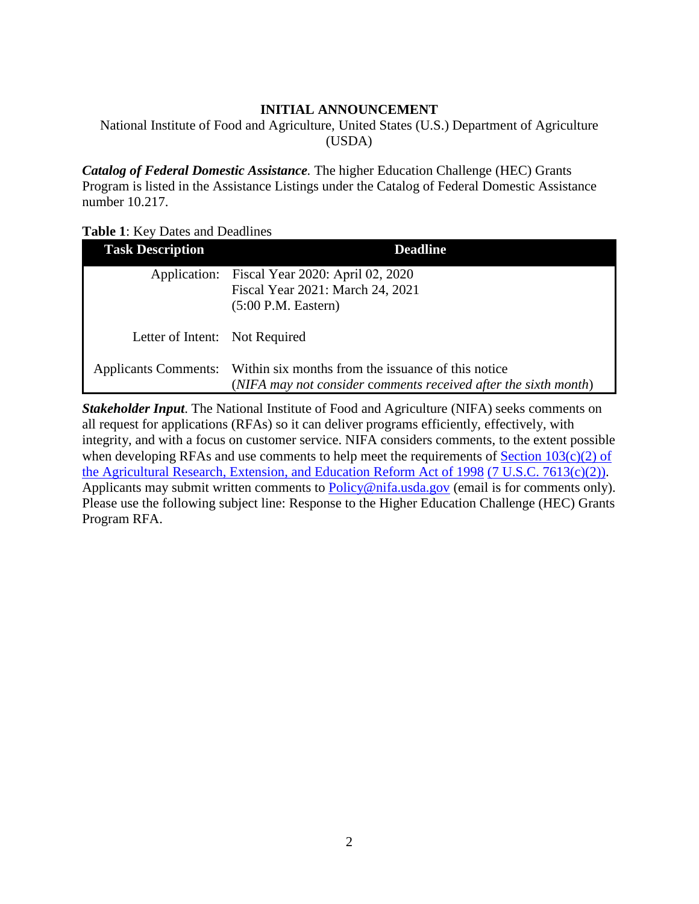**INITIAL ANNOUNCEMENT**

National Institute of Food and Agriculture, United States (U.S.) Department of Agriculture (USDA)

***Catalog of Federal Domestic Assistance.*** The higher Education Challenge (HEC) Grants Program is listed in the Assistance Listings under the Catalog of Federal Domestic Assistance number 10.217.

**Table 1**: Key Dates and Deadlines

| Task Description | Deadline |
|---|---|
| Application: | Fiscal Year 2020: April 02, 2020<br>Fiscal Year 2021: March 24, 2021<br>(5:00 P.M. Eastern) |
| Letter of Intent: | Not Required |
| Applicants Comments: | Within six months from the issuance of this notice<br>(*NIFA may not consider comments received after the sixth month*) |

***Stakeholder Input***. The National Institute of Food and Agriculture (NIFA) seeks comments on all request for applications (RFAs) so it can deliver programs efficiently, effectively, with integrity, and with a focus on customer service. NIFA considers comments, to the extent possible when developing RFAs and use comments to help meet the requirements of Section 103(c)(2) of the Agricultural Research, Extension, and Education Reform Act of 1998 (7 U.S.C. 7613(c)(2)). Applicants may submit written comments to Policy@nifa.usda.gov (email is for comments only). Please use the following subject line: Response to the Higher Education Challenge (HEC) Grants Program RFA.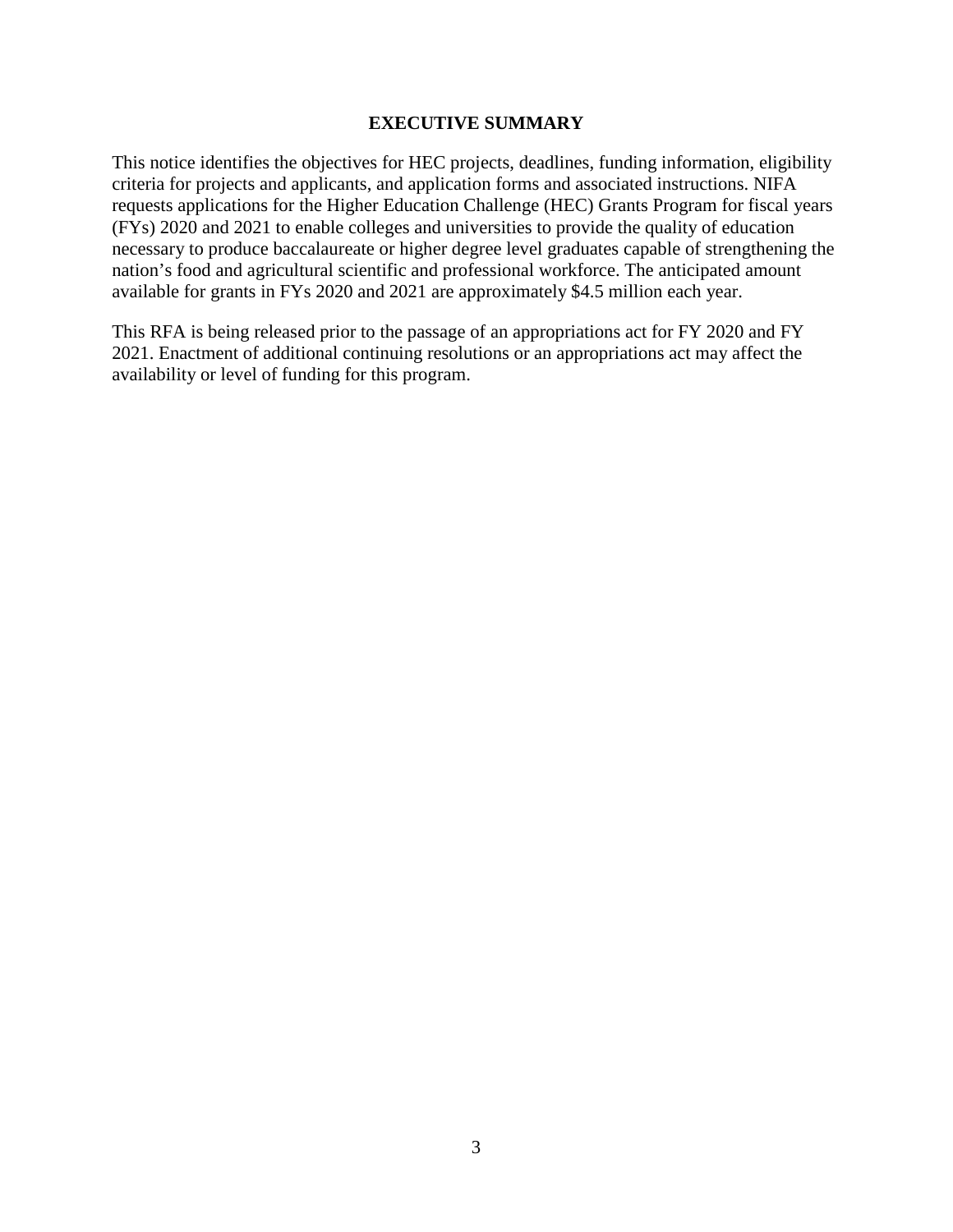# EXECUTIVE SUMMARY

This notice identifies the objectives for HEC projects, deadlines, funding information, eligibility criteria for projects and applicants, and application forms and associated instructions. NIFA requests applications for the Higher Education Challenge (HEC) Grants Program for fiscal years (FYs) 2020 and 2021 to enable colleges and universities to provide the quality of education necessary to produce baccalaureate or higher degree level graduates capable of strengthening the nation's food and agricultural scientific and professional workforce. The anticipated amount available for grants in FYs 2020 and 2021 are approximately $4.5 million each year.

This RFA is being released prior to the passage of an appropriations act for FY 2020 and FY 2021. Enactment of additional continuing resolutions or an appropriations act may affect the availability or level of funding for this program.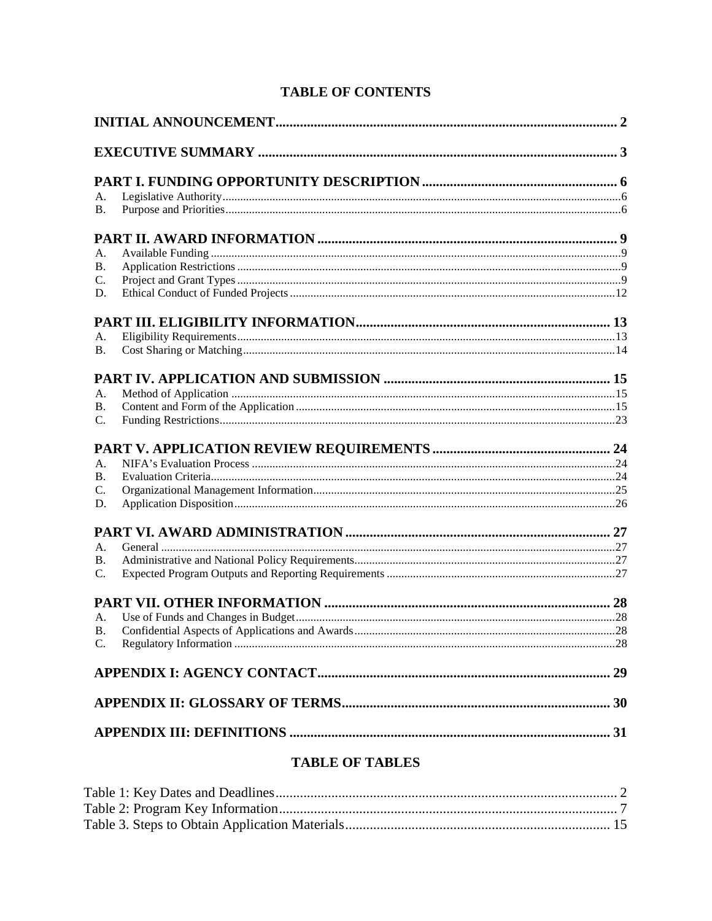# TABLE OF CONTENTS

**INITIAL ANNOUNCEMENT** ..... 2

**EXECUTIVE SUMMARY** ..... 3

**PART I. FUNDING OPPORTUNITY DESCRIPTION** ..... 6

A. Legislative Authority ..... 6
B. Purpose and Priorities ..... 6

**PART II. AWARD INFORMATION** ..... 9

A. Available Funding ..... 9
B. Application Restrictions ..... 9
C. Project and Grant Types ..... 9
D. Ethical Conduct of Funded Projects ..... 12

**PART III. ELIGIBILITY INFORMATION** ..... 13

A. Eligibility Requirements ..... 13
B. Cost Sharing or Matching ..... 14

**PART IV. APPLICATION AND SUBMISSION** ..... 15

A. Method of Application ..... 15
B. Content and Form of the Application ..... 15
C. Funding Restrictions ..... 23

**PART V. APPLICATION REVIEW REQUIREMENTS** ..... 24

A. NIFA's Evaluation Process ..... 24
B. Evaluation Criteria ..... 24
C. Organizational Management Information ..... 25
D. Application Disposition ..... 26

**PART VI. AWARD ADMINISTRATION** ..... 27

A. General ..... 27
B. Administrative and National Policy Requirements ..... 27
C. Expected Program Outputs and Reporting Requirements ..... 27

**PART VII. OTHER INFORMATION** ..... 28

A. Use of Funds and Changes in Budget ..... 28
B. Confidential Aspects of Applications and Awards ..... 28
C. Regulatory Information ..... 28

**APPENDIX I: AGENCY CONTACT** ..... 29

**APPENDIX II: GLOSSARY OF TERMS** ..... 30

**APPENDIX III: DEFINITIONS** ..... 31

# TABLE OF TABLES

Table 1: Key Dates and Deadlines ..... 2
Table 2: Program Key Information ..... 7
Table 3. Steps to Obtain Application Materials ..... 15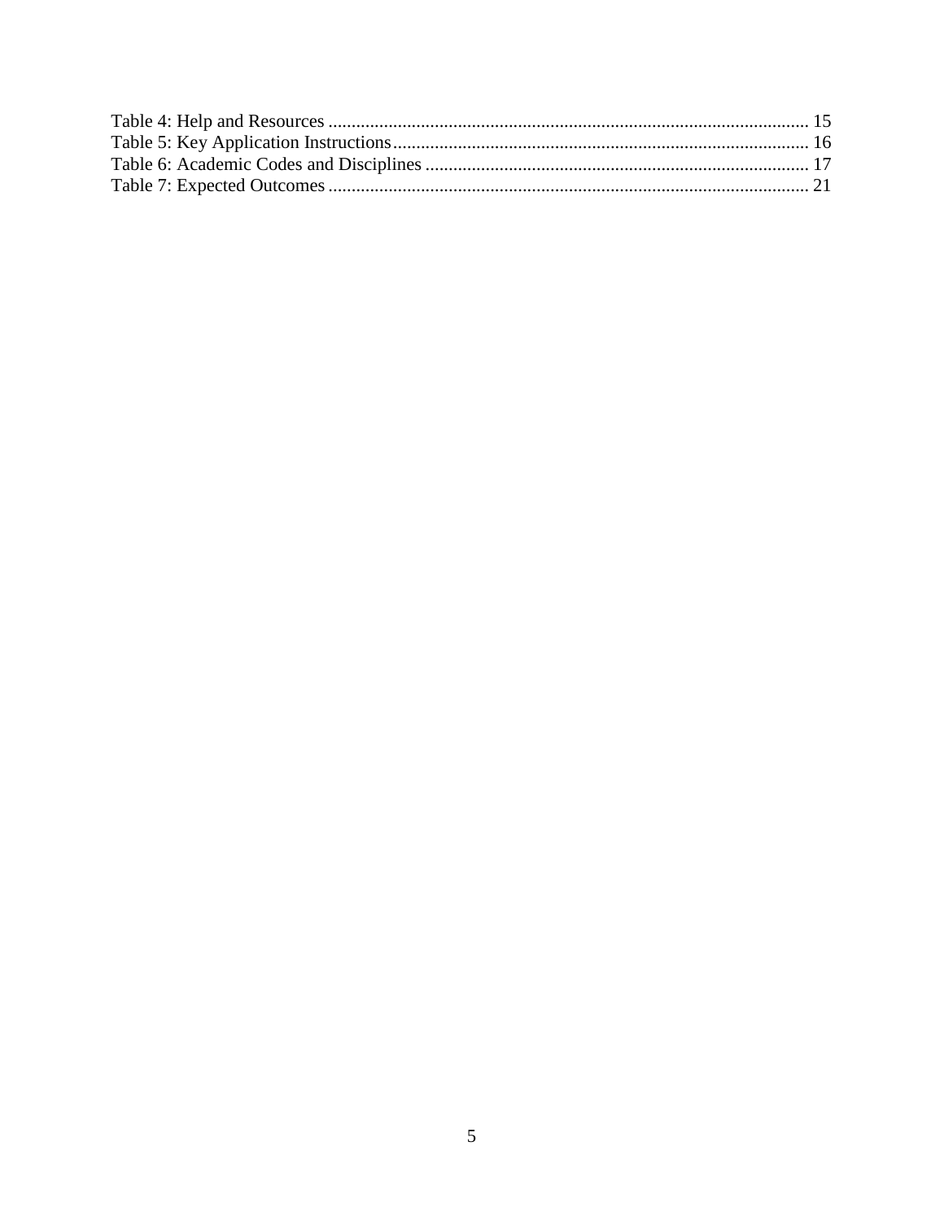Table 4: Help and Resources ........................................................................................................ 15
Table 5: Key Application Instructions.......................................................................................... 16
Table 6: Academic Codes and Disciplines ................................................................................... 17
Table 7: Expected Outcomes ........................................................................................................ 21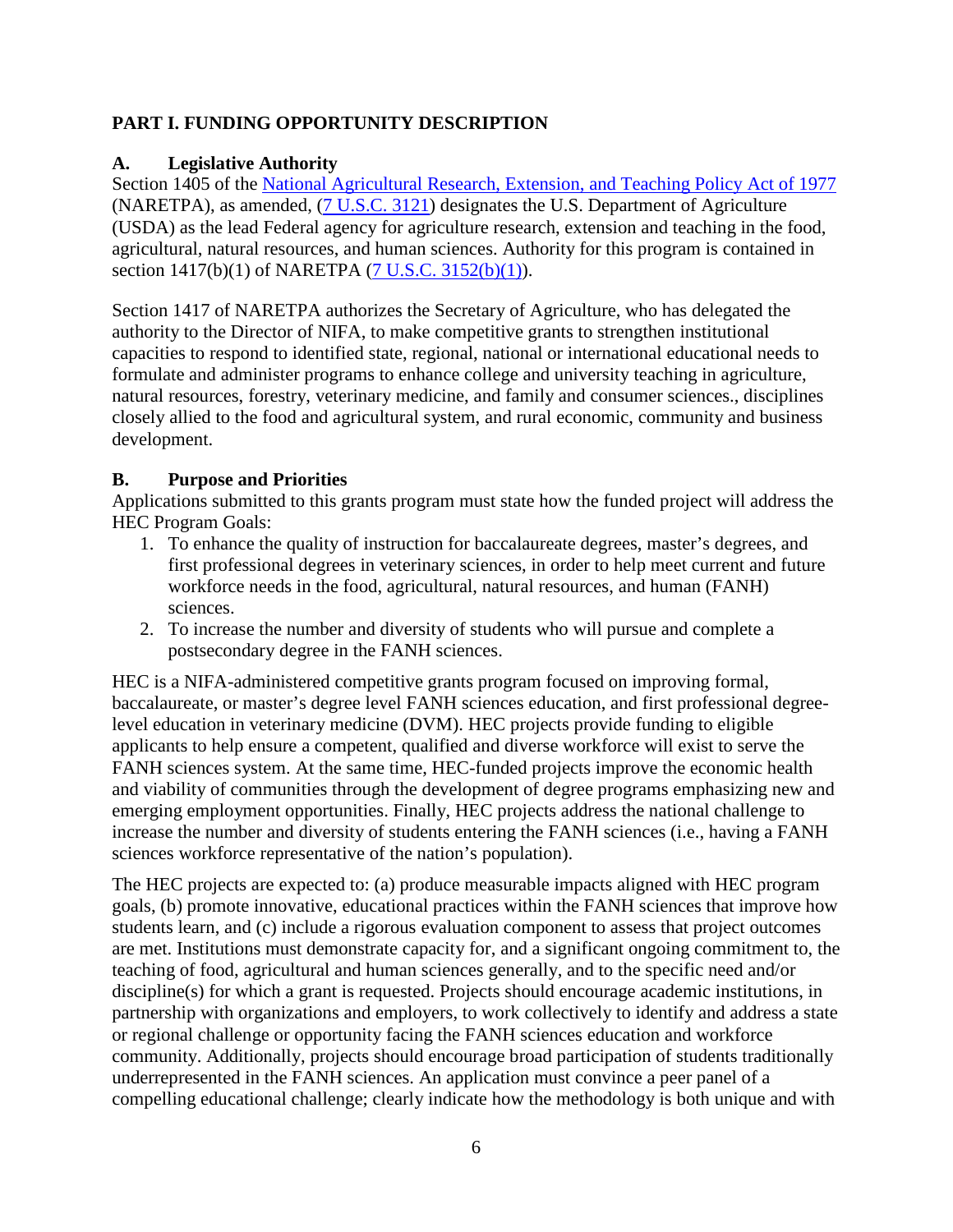## PART I. FUNDING OPPORTUNITY DESCRIPTION

### A. Legislative Authority

Section 1405 of the [National Agricultural Research, Extension, and Teaching Policy Act of 1977](National Agricultural Research, Extension, and Teaching Policy Act of 1977) (NARETPA), as amended, ([7 U.S.C. 3121](7 U.S.C. 3121)) designates the U.S. Department of Agriculture (USDA) as the lead Federal agency for agriculture research, extension and teaching in the food, agricultural, natural resources, and human sciences. Authority for this program is contained in section 1417(b)(1) of NARETPA ([7 U.S.C. 3152(b)(1)](7 U.S.C. 3152(b)(1))).

Section 1417 of NARETPA authorizes the Secretary of Agriculture, who has delegated the authority to the Director of NIFA, to make competitive grants to strengthen institutional capacities to respond to identified state, regional, national or international educational needs to formulate and administer programs to enhance college and university teaching in agriculture, natural resources, forestry, veterinary medicine, and family and consumer sciences., disciplines closely allied to the food and agricultural system, and rural economic, community and business development.

### B. Purpose and Priorities

Applications submitted to this grants program must state how the funded project will address the HEC Program Goals:

1. To enhance the quality of instruction for baccalaureate degrees, master's degrees, and first professional degrees in veterinary sciences, in order to help meet current and future workforce needs in the food, agricultural, natural resources, and human (FANH) sciences.
2. To increase the number and diversity of students who will pursue and complete a postsecondary degree in the FANH sciences.

HEC is a NIFA-administered competitive grants program focused on improving formal, baccalaureate, or master's degree level FANH sciences education, and first professional degree-level education in veterinary medicine (DVM). HEC projects provide funding to eligible applicants to help ensure a competent, qualified and diverse workforce will exist to serve the FANH sciences system. At the same time, HEC-funded projects improve the economic health and viability of communities through the development of degree programs emphasizing new and emerging employment opportunities. Finally, HEC projects address the national challenge to increase the number and diversity of students entering the FANH sciences (i.e., having a FANH sciences workforce representative of the nation's population).

The HEC projects are expected to: (a) produce measurable impacts aligned with HEC program goals, (b) promote innovative, educational practices within the FANH sciences that improve how students learn, and (c) include a rigorous evaluation component to assess that project outcomes are met. Institutions must demonstrate capacity for, and a significant ongoing commitment to, the teaching of food, agricultural and human sciences generally, and to the specific need and/or discipline(s) for which a grant is requested. Projects should encourage academic institutions, in partnership with organizations and employers, to work collectively to identify and address a state or regional challenge or opportunity facing the FANH sciences education and workforce community. Additionally, projects should encourage broad participation of students traditionally underrepresented in the FANH sciences. An application must convince a peer panel of a compelling educational challenge; clearly indicate how the methodology is both unique and with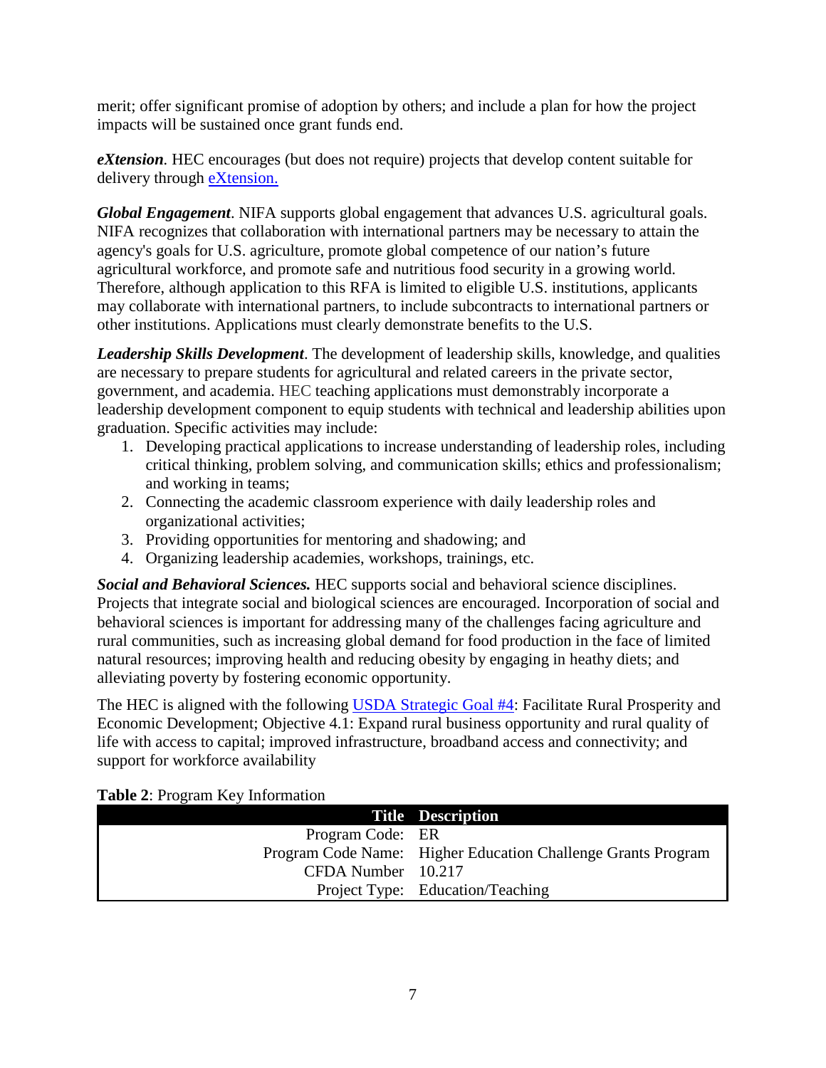merit; offer significant promise of adoption by others; and include a plan for how the project impacts will be sustained once grant funds end.

***eXtension***. HEC encourages (but does not require) projects that develop content suitable for delivery through eXtension.

***Global Engagement***. NIFA supports global engagement that advances U.S. agricultural goals. NIFA recognizes that collaboration with international partners may be necessary to attain the agency's goals for U.S. agriculture, promote global competence of our nation's future agricultural workforce, and promote safe and nutritious food security in a growing world. Therefore, although application to this RFA is limited to eligible U.S. institutions, applicants may collaborate with international partners, to include subcontracts to international partners or other institutions. Applications must clearly demonstrate benefits to the U.S.

***Leadership Skills Development***. The development of leadership skills, knowledge, and qualities are necessary to prepare students for agricultural and related careers in the private sector, government, and academia. HEC teaching applications must demonstrably incorporate a leadership development component to equip students with technical and leadership abilities upon graduation. Specific activities may include:

1. Developing practical applications to increase understanding of leadership roles, including critical thinking, problem solving, and communication skills; ethics and professionalism; and working in teams;
2. Connecting the academic classroom experience with daily leadership roles and organizational activities;
3. Providing opportunities for mentoring and shadowing; and
4. Organizing leadership academies, workshops, trainings, etc.

***Social and Behavioral Sciences.*** HEC supports social and behavioral science disciplines. Projects that integrate social and biological sciences are encouraged. Incorporation of social and behavioral sciences is important for addressing many of the challenges facing agriculture and rural communities, such as increasing global demand for food production in the face of limited natural resources; improving health and reducing obesity by engaging in heathy diets; and alleviating poverty by fostering economic opportunity.

The HEC is aligned with the following USDA Strategic Goal #4: Facilitate Rural Prosperity and Economic Development; Objective 4.1: Expand rural business opportunity and rural quality of life with access to capital; improved infrastructure, broadband access and connectivity; and support for workforce availability

**Table 2**: Program Key Information

| Title | Description |
|---|---|
| Program Code: | ER |
| Program Code Name: | Higher Education Challenge Grants Program |
| CFDA Number | 10.217 |
| Project Type: | Education/Teaching |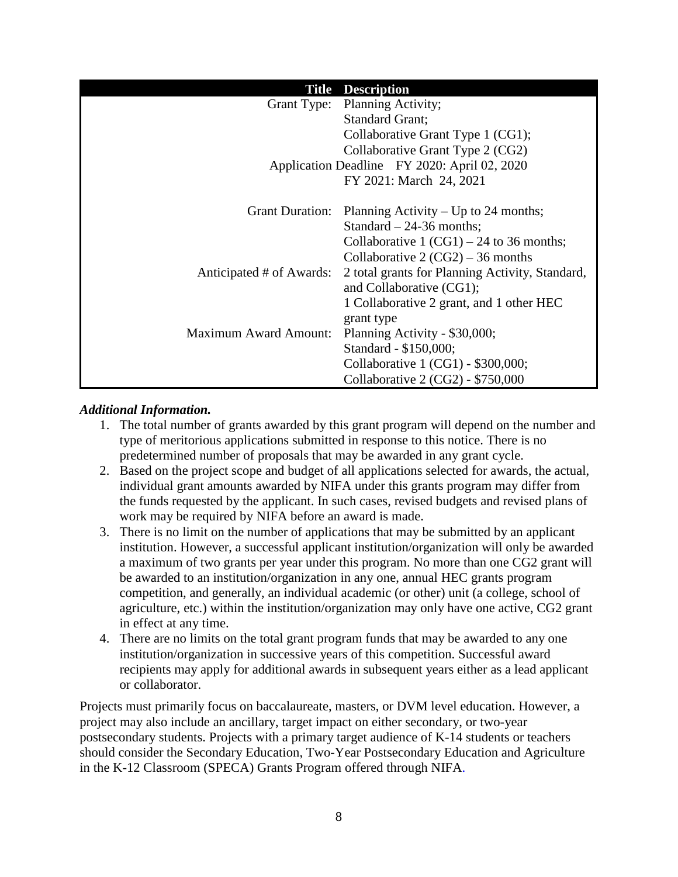| Title | Description |
|---|---|
| Grant Type: | Planning Activity;<br>Standard Grant;<br>Collaborative Grant Type 1 (CG1);<br>Collaborative Grant Type 2 (CG2) |
| Application Deadline | FY 2020: April 02, 2020<br>FY 2021: March 24, 2021 |
| Grant Duration: | Planning Activity – Up to 24 months;<br>Standard – 24-36 months;<br>Collaborative 1 (CG1) – 24 to 36 months;<br>Collaborative 2 (CG2) – 36 months |
| Anticipated # of Awards: | 2 total grants for Planning Activity, Standard, and Collaborative (CG1);<br>1 Collaborative 2 grant, and 1 other HEC grant type |
| Maximum Award Amount: | Planning Activity - $30,000;<br>Standard - $150,000;<br>Collaborative 1 (CG1) - $300,000;<br>Collaborative 2 (CG2) - $750,000 |

***Additional Information.***

1. The total number of grants awarded by this grant program will depend on the number and type of meritorious applications submitted in response to this notice. There is no predetermined number of proposals that may be awarded in any grant cycle.
2. Based on the project scope and budget of all applications selected for awards, the actual, individual grant amounts awarded by NIFA under this grants program may differ from the funds requested by the applicant. In such cases, revised budgets and revised plans of work may be required by NIFA before an award is made.
3. There is no limit on the number of applications that may be submitted by an applicant institution. However, a successful applicant institution/organization will only be awarded a maximum of two grants per year under this program. No more than one CG2 grant will be awarded to an institution/organization in any one, annual HEC grants program competition, and generally, an individual academic (or other) unit (a college, school of agriculture, etc.) within the institution/organization may only have one active, CG2 grant in effect at any time.
4. There are no limits on the total grant program funds that may be awarded to any one institution/organization in successive years of this competition. Successful award recipients may apply for additional awards in subsequent years either as a lead applicant or collaborator.

Projects must primarily focus on baccalaureate, masters, or DVM level education. However, a project may also include an ancillary, target impact on either secondary, or two-year postsecondary students. Projects with a primary target audience of K-14 students or teachers should consider the Secondary Education, Two-Year Postsecondary Education and Agriculture in the K-12 Classroom (SPECA) Grants Program offered through NIFA.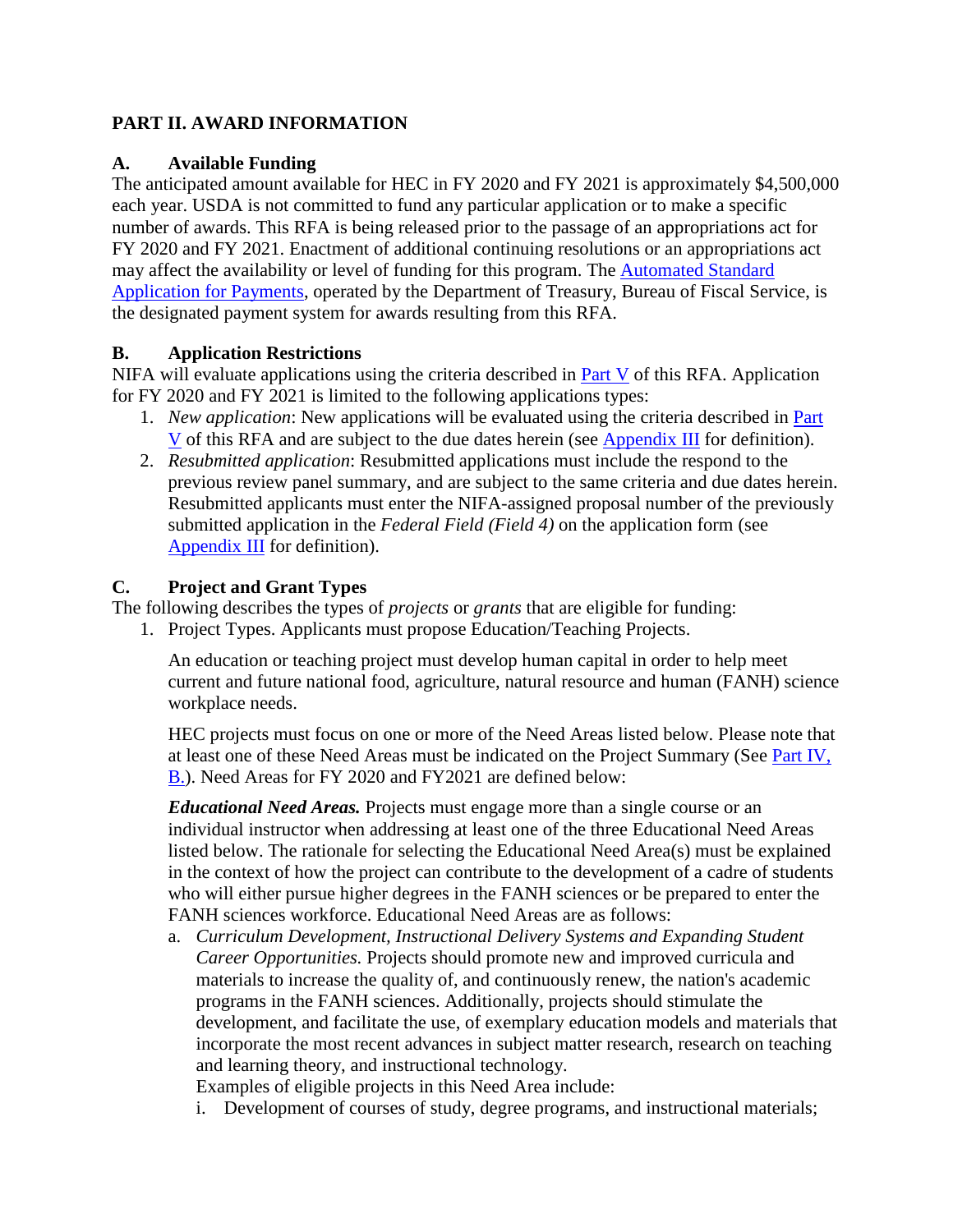## PART II. AWARD INFORMATION

### A. Available Funding

The anticipated amount available for HEC in FY 2020 and FY 2021 is approximately $4,500,000 each year. USDA is not committed to fund any particular application or to make a specific number of awards. This RFA is being released prior to the passage of an appropriations act for FY 2020 and FY 2021. Enactment of additional continuing resolutions or an appropriations act may affect the availability or level of funding for this program. The Automated Standard Application for Payments, operated by the Department of Treasury, Bureau of Fiscal Service, is the designated payment system for awards resulting from this RFA.

### B. Application Restrictions

NIFA will evaluate applications using the criteria described in Part V of this RFA. Application for FY 2020 and FY 2021 is limited to the following applications types:

1. *New application*: New applications will be evaluated using the criteria described in Part V of this RFA and are subject to the due dates herein (see Appendix III for definition).
2. *Resubmitted application*: Resubmitted applications must include the respond to the previous review panel summary, and are subject to the same criteria and due dates herein. Resubmitted applicants must enter the NIFA-assigned proposal number of the previously submitted application in the *Federal Field (Field 4)* on the application form (see Appendix III for definition).

### C. Project and Grant Types

The following describes the types of *projects* or *grants* that are eligible for funding:

1. Project Types. Applicants must propose Education/Teaching Projects.

   An education or teaching project must develop human capital in order to help meet current and future national food, agriculture, natural resource and human (FANH) science workplace needs.

   HEC projects must focus on one or more of the Need Areas listed below. Please note that at least one of these Need Areas must be indicated on the Project Summary (See Part IV, B.). Need Areas for FY 2020 and FY2021 are defined below:

   ***Educational Need Areas.*** Projects must engage more than a single course or an individual instructor when addressing at least one of the three Educational Need Areas listed below. The rationale for selecting the Educational Need Area(s) must be explained in the context of how the project can contribute to the development of a cadre of students who will either pursue higher degrees in the FANH sciences or be prepared to enter the FANH sciences workforce. Educational Need Areas are as follows:

   a. *Curriculum Development, Instructional Delivery Systems and Expanding Student Career Opportunities.* Projects should promote new and improved curricula and materials to increase the quality of, and continuously renew, the nation's academic programs in the FANH sciences. Additionally, projects should stimulate the development, and facilitate the use, of exemplary education models and materials that incorporate the most recent advances in subject matter research, research on teaching and learning theory, and instructional technology.
   Examples of eligible projects in this Need Area include:
      i. Development of courses of study, degree programs, and instructional materials;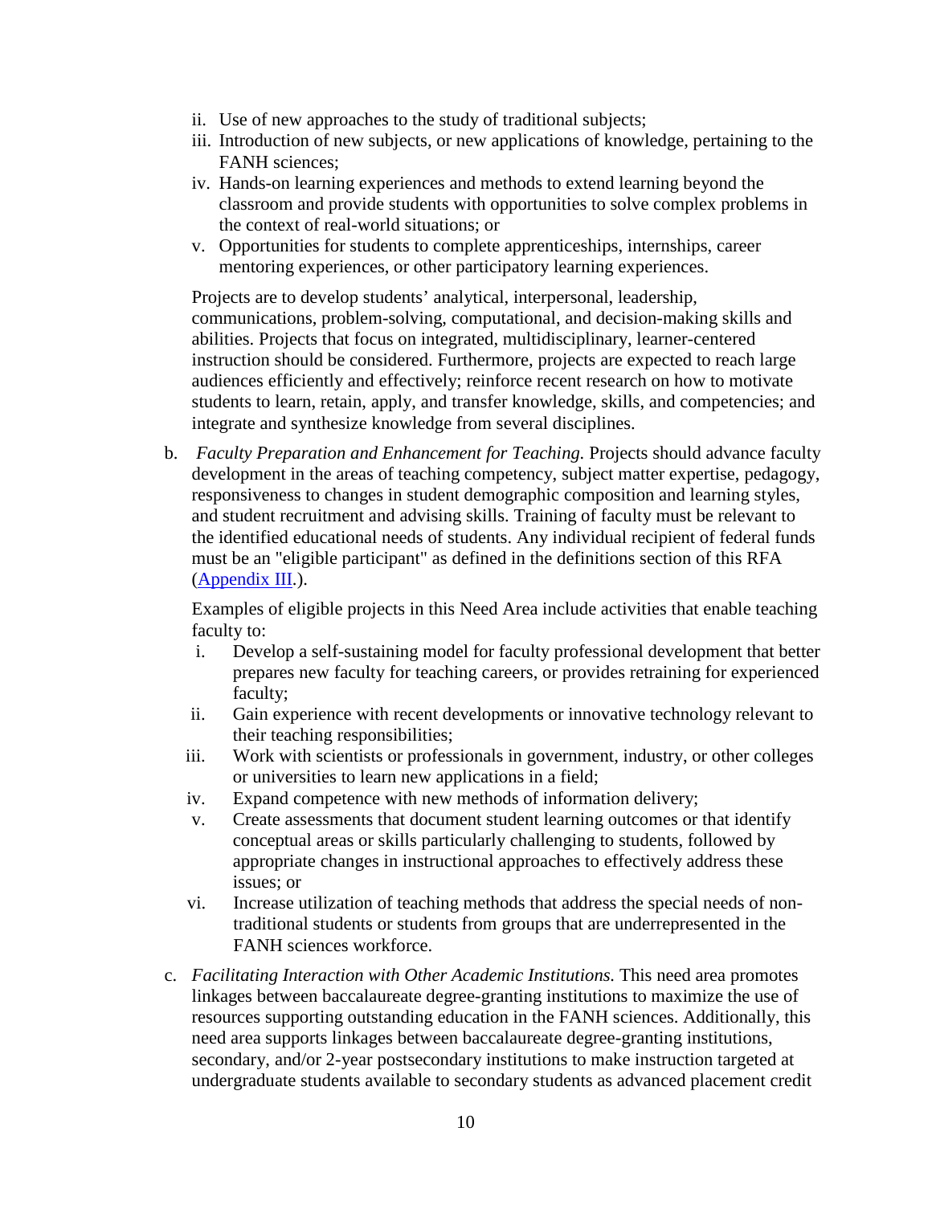ii. Use of new approaches to the study of traditional subjects;
iii. Introduction of new subjects, or new applications of knowledge, pertaining to the FANH sciences;
iv. Hands-on learning experiences and methods to extend learning beyond the classroom and provide students with opportunities to solve complex problems in the context of real-world situations; or
v. Opportunities for students to complete apprenticeships, internships, career mentoring experiences, or other participatory learning experiences.

Projects are to develop students' analytical, interpersonal, leadership, communications, problem-solving, computational, and decision-making skills and abilities. Projects that focus on integrated, multidisciplinary, learner-centered instruction should be considered. Furthermore, projects are expected to reach large audiences efficiently and effectively; reinforce recent research on how to motivate students to learn, retain, apply, and transfer knowledge, skills, and competencies; and integrate and synthesize knowledge from several disciplines.

b. *Faculty Preparation and Enhancement for Teaching.* Projects should advance faculty development in the areas of teaching competency, subject matter expertise, pedagogy, responsiveness to changes in student demographic composition and learning styles, and student recruitment and advising skills. Training of faculty must be relevant to the identified educational needs of students. Any individual recipient of federal funds must be an "eligible participant" as defined in the definitions section of this RFA (Appendix III.).

Examples of eligible projects in this Need Area include activities that enable teaching faculty to:

i. Develop a self-sustaining model for faculty professional development that better prepares new faculty for teaching careers, or provides retraining for experienced faculty;
ii. Gain experience with recent developments or innovative technology relevant to their teaching responsibilities;
iii. Work with scientists or professionals in government, industry, or other colleges or universities to learn new applications in a field;
iv. Expand competence with new methods of information delivery;
v. Create assessments that document student learning outcomes or that identify conceptual areas or skills particularly challenging to students, followed by appropriate changes in instructional approaches to effectively address these issues; or
vi. Increase utilization of teaching methods that address the special needs of non-traditional students or students from groups that are underrepresented in the FANH sciences workforce.

c. *Facilitating Interaction with Other Academic Institutions.* This need area promotes linkages between baccalaureate degree-granting institutions to maximize the use of resources supporting outstanding education in the FANH sciences. Additionally, this need area supports linkages between baccalaureate degree-granting institutions, secondary, and/or 2-year postsecondary institutions to make instruction targeted at undergraduate students available to secondary students as advanced placement credit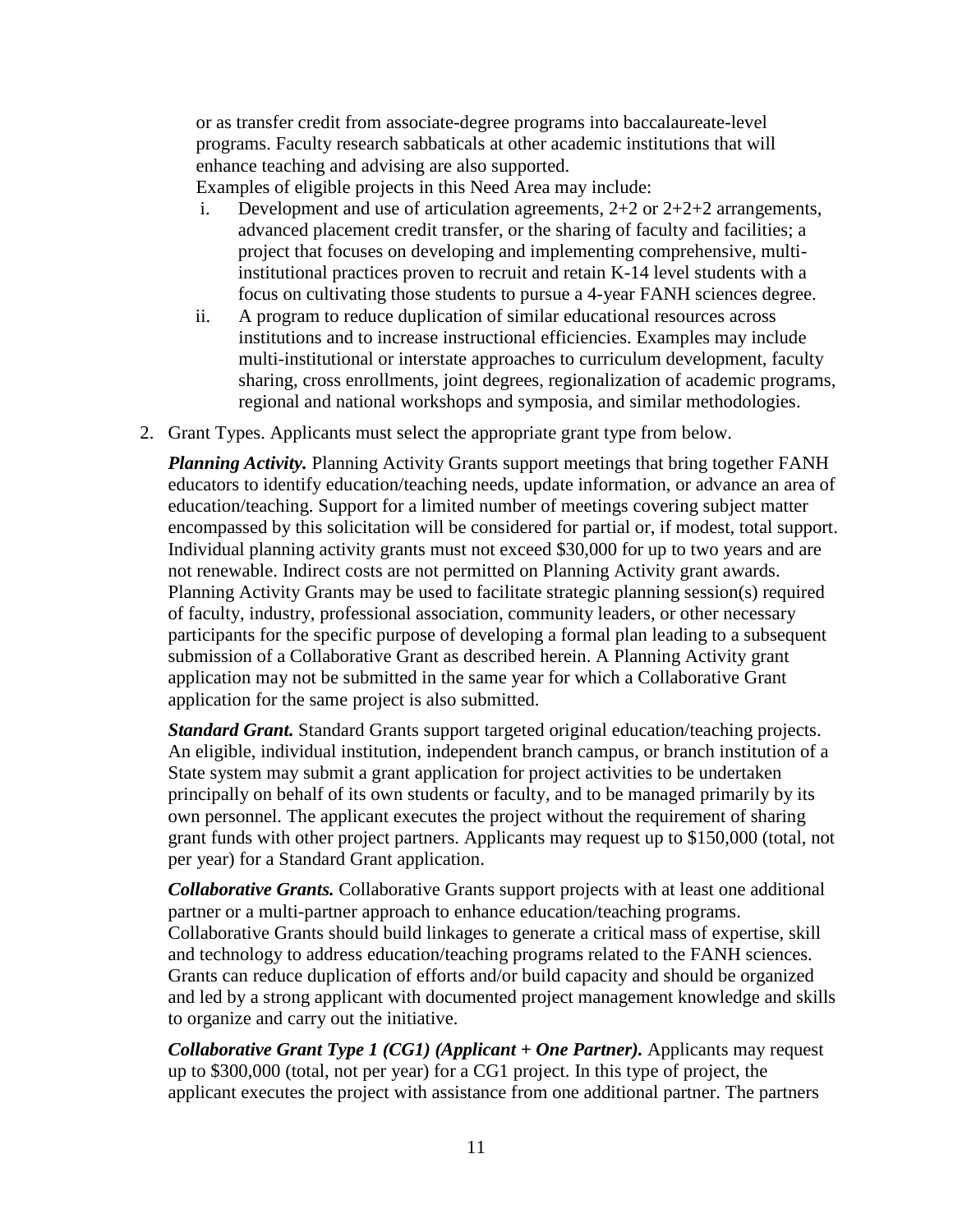or as transfer credit from associate-degree programs into baccalaureate-level programs. Faculty research sabbaticals at other academic institutions that will enhance teaching and advising are also supported.

Examples of eligible projects in this Need Area may include:

i. Development and use of articulation agreements, 2+2 or 2+2+2 arrangements, advanced placement credit transfer, or the sharing of faculty and facilities; a project that focuses on developing and implementing comprehensive, multi-institutional practices proven to recruit and retain K-14 level students with a focus on cultivating those students to pursue a 4-year FANH sciences degree.

ii. A program to reduce duplication of similar educational resources across institutions and to increase instructional efficiencies. Examples may include multi-institutional or interstate approaches to curriculum development, faculty sharing, cross enrollments, joint degrees, regionalization of academic programs, regional and national workshops and symposia, and similar methodologies.

2. Grant Types. Applicants must select the appropriate grant type from below.

***Planning Activity.*** Planning Activity Grants support meetings that bring together FANH educators to identify education/teaching needs, update information, or advance an area of education/teaching. Support for a limited number of meetings covering subject matter encompassed by this solicitation will be considered for partial or, if modest, total support. Individual planning activity grants must not exceed $30,000 for up to two years and are not renewable. Indirect costs are not permitted on Planning Activity grant awards. Planning Activity Grants may be used to facilitate strategic planning session(s) required of faculty, industry, professional association, community leaders, or other necessary participants for the specific purpose of developing a formal plan leading to a subsequent submission of a Collaborative Grant as described herein. A Planning Activity grant application may not be submitted in the same year for which a Collaborative Grant application for the same project is also submitted.

***Standard Grant.*** Standard Grants support targeted original education/teaching projects. An eligible, individual institution, independent branch campus, or branch institution of a State system may submit a grant application for project activities to be undertaken principally on behalf of its own students or faculty, and to be managed primarily by its own personnel. The applicant executes the project without the requirement of sharing grant funds with other project partners. Applicants may request up to $150,000 (total, not per year) for a Standard Grant application.

***Collaborative Grants.*** Collaborative Grants support projects with at least one additional partner or a multi-partner approach to enhance education/teaching programs. Collaborative Grants should build linkages to generate a critical mass of expertise, skill and technology to address education/teaching programs related to the FANH sciences. Grants can reduce duplication of efforts and/or build capacity and should be organized and led by a strong applicant with documented project management knowledge and skills to organize and carry out the initiative.

***Collaborative Grant Type 1 (CG1) (Applicant + One Partner).*** Applicants may request up to $300,000 (total, not per year) for a CG1 project. In this type of project, the applicant executes the project with assistance from one additional partner. The partners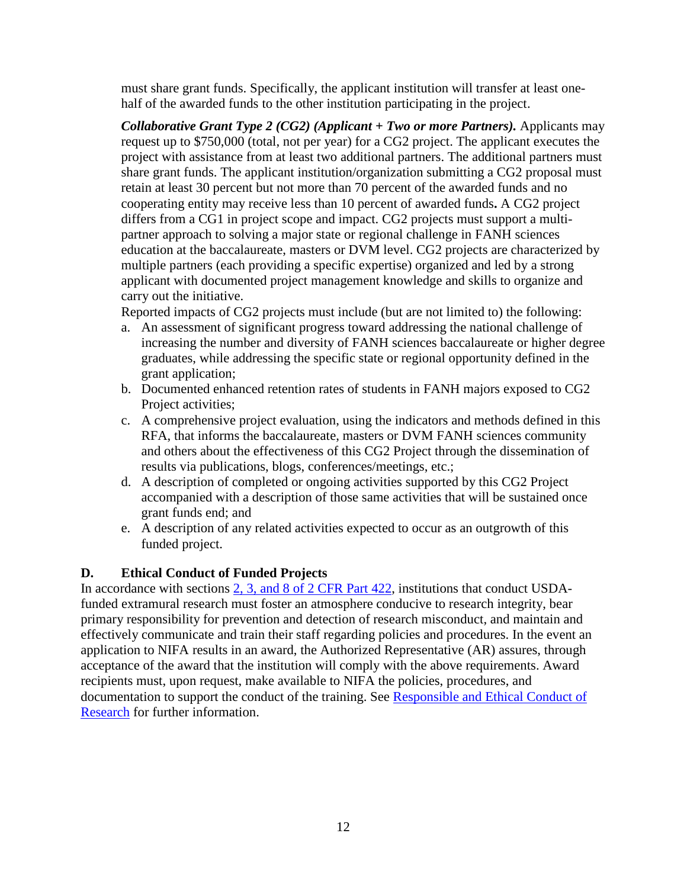must share grant funds. Specifically, the applicant institution will transfer at least one-half of the awarded funds to the other institution participating in the project.

***Collaborative Grant Type 2 (CG2) (Applicant + Two or more Partners).*** Applicants may request up to $750,000 (total, not per year) for a CG2 project. The applicant executes the project with assistance from at least two additional partners. The additional partners must share grant funds. The applicant institution/organization submitting a CG2 proposal must retain at least 30 percent but not more than 70 percent of the awarded funds and no cooperating entity may receive less than 10 percent of awarded funds**.** A CG2 project differs from a CG1 in project scope and impact. CG2 projects must support a multi-partner approach to solving a major state or regional challenge in FANH sciences education at the baccalaureate, masters or DVM level. CG2 projects are characterized by multiple partners (each providing a specific expertise) organized and led by a strong applicant with documented project management knowledge and skills to organize and carry out the initiative.

Reported impacts of CG2 projects must include (but are not limited to) the following:

a. An assessment of significant progress toward addressing the national challenge of increasing the number and diversity of FANH sciences baccalaureate or higher degree graduates, while addressing the specific state or regional opportunity defined in the grant application;
b. Documented enhanced retention rates of students in FANH majors exposed to CG2 Project activities;
c. A comprehensive project evaluation, using the indicators and methods defined in this RFA, that informs the baccalaureate, masters or DVM FANH sciences community and others about the effectiveness of this CG2 Project through the dissemination of results via publications, blogs, conferences/meetings, etc.;
d. A description of completed or ongoing activities supported by this CG2 Project accompanied with a description of those same activities that will be sustained once grant funds end; and
e. A description of any related activities expected to occur as an outgrowth of this funded project.

## D. Ethical Conduct of Funded Projects

In accordance with sections 2, 3, and 8 of 2 CFR Part 422, institutions that conduct USDA-funded extramural research must foster an atmosphere conducive to research integrity, bear primary responsibility for prevention and detection of research misconduct, and maintain and effectively communicate and train their staff regarding policies and procedures. In the event an application to NIFA results in an award, the Authorized Representative (AR) assures, through acceptance of the award that the institution will comply with the above requirements. Award recipients must, upon request, make available to NIFA the policies, procedures, and documentation to support the conduct of the training. See Responsible and Ethical Conduct of Research for further information.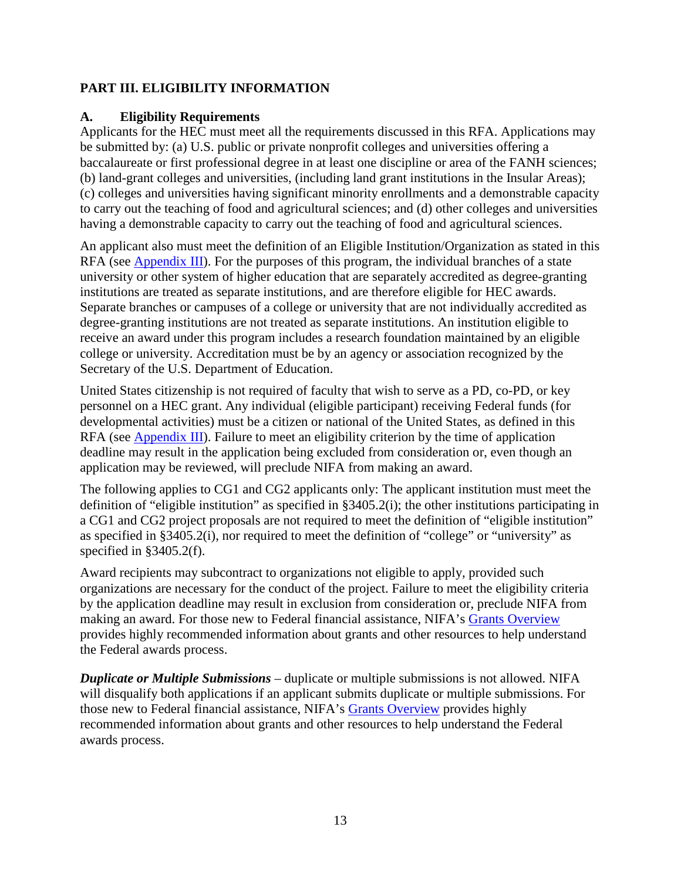## PART III. ELIGIBILITY INFORMATION

### A. Eligibility Requirements

Applicants for the HEC must meet all the requirements discussed in this RFA. Applications may be submitted by: (a) U.S. public or private nonprofit colleges and universities offering a baccalaureate or first professional degree in at least one discipline or area of the FANH sciences; (b) land-grant colleges and universities, (including land grant institutions in the Insular Areas); (c) colleges and universities having significant minority enrollments and a demonstrable capacity to carry out the teaching of food and agricultural sciences; and (d) other colleges and universities having a demonstrable capacity to carry out the teaching of food and agricultural sciences.

An applicant also must meet the definition of an Eligible Institution/Organization as stated in this RFA (see Appendix III). For the purposes of this program, the individual branches of a state university or other system of higher education that are separately accredited as degree-granting institutions are treated as separate institutions, and are therefore eligible for HEC awards. Separate branches or campuses of a college or university that are not individually accredited as degree-granting institutions are not treated as separate institutions. An institution eligible to receive an award under this program includes a research foundation maintained by an eligible college or university. Accreditation must be by an agency or association recognized by the Secretary of the U.S. Department of Education.

United States citizenship is not required of faculty that wish to serve as a PD, co-PD, or key personnel on a HEC grant. Any individual (eligible participant) receiving Federal funds (for developmental activities) must be a citizen or national of the United States, as defined in this RFA (see Appendix III). Failure to meet an eligibility criterion by the time of application deadline may result in the application being excluded from consideration or, even though an application may be reviewed, will preclude NIFA from making an award.

The following applies to CG1 and CG2 applicants only: The applicant institution must meet the definition of "eligible institution" as specified in §3405.2(i); the other institutions participating in a CG1 and CG2 project proposals are not required to meet the definition of "eligible institution" as specified in §3405.2(i), nor required to meet the definition of "college" or "university" as specified in §3405.2(f).

Award recipients may subcontract to organizations not eligible to apply, provided such organizations are necessary for the conduct of the project. Failure to meet the eligibility criteria by the application deadline may result in exclusion from consideration or, preclude NIFA from making an award. For those new to Federal financial assistance, NIFA's Grants Overview provides highly recommended information about grants and other resources to help understand the Federal awards process.

***Duplicate or Multiple Submissions*** – duplicate or multiple submissions is not allowed. NIFA will disqualify both applications if an applicant submits duplicate or multiple submissions. For those new to Federal financial assistance, NIFA's Grants Overview provides highly recommended information about grants and other resources to help understand the Federal awards process.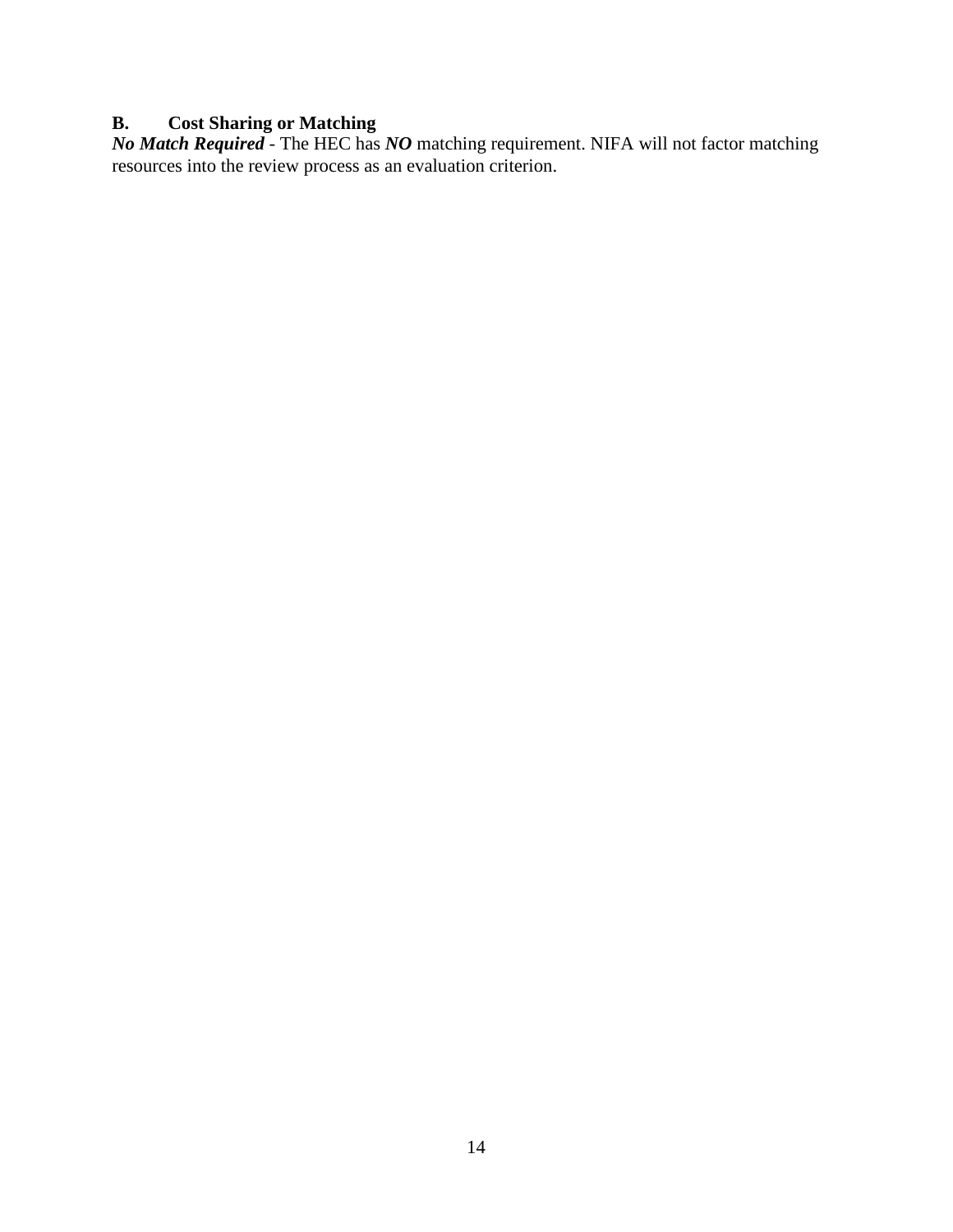### B. Cost Sharing or Matching

***No Match Required*** - The HEC has ***NO*** matching requirement. NIFA will not factor matching resources into the review process as an evaluation criterion.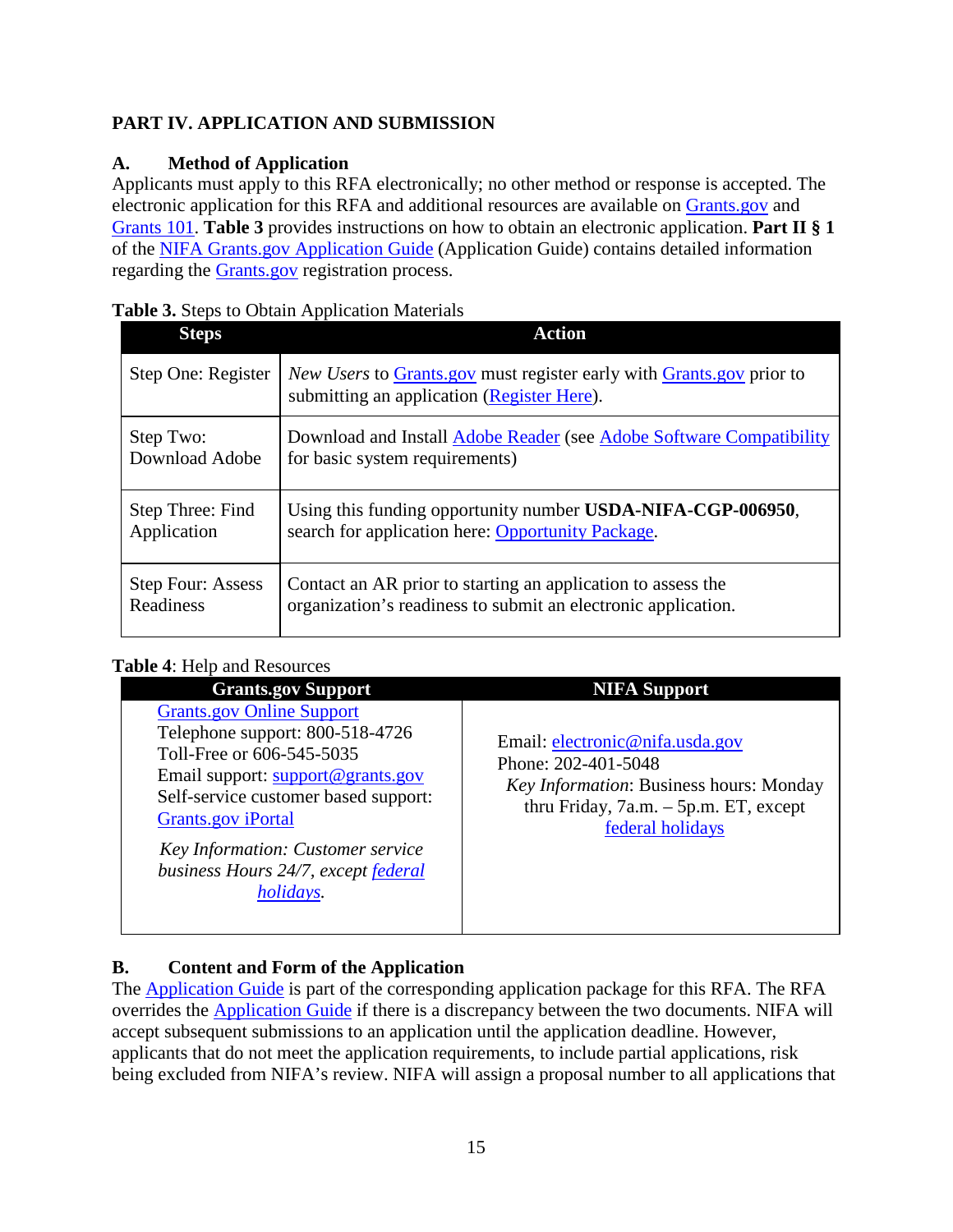## PART IV. APPLICATION AND SUBMISSION

### A. Method of Application

Applicants must apply to this RFA electronically; no other method or response is accepted. The electronic application for this RFA and additional resources are available on Grants.gov and Grants 101. **Table 3** provides instructions on how to obtain an electronic application. **Part II § 1** of the NIFA Grants.gov Application Guide (Application Guide) contains detailed information regarding the Grants.gov registration process.

**Table 3.** Steps to Obtain Application Materials

| Steps | Action |
|---|---|
| Step One: Register | *New Users* to Grants.gov must register early with Grants.gov prior to submitting an application (Register Here). |
| Step Two: Download Adobe | Download and Install Adobe Reader (see Adobe Software Compatibility for basic system requirements) |
| Step Three: Find Application | Using this funding opportunity number **USDA-NIFA-CGP-006950**, search for application here: Opportunity Package. |
| Step Four: Assess Readiness | Contact an AR prior to starting an application to assess the organization's readiness to submit an electronic application. |

**Table 4**: Help and Resources

| Grants.gov Support | NIFA Support |
|---|---|
| Grants.gov Online Support<br>Telephone support: 800-518-4726 Toll-Free or 606-545-5035<br>Email support: support@grants.gov<br>Self-service customer based support: Grants.gov iPortal<br>*Key Information: Customer service business Hours 24/7, except federal holidays.* | Email: electronic@nifa.usda.gov<br>Phone: 202-401-5048<br>*Key Information*: Business hours: Monday thru Friday, 7a.m. – 5p.m. ET, except federal holidays |

### B. Content and Form of the Application

The Application Guide is part of the corresponding application package for this RFA. The RFA overrides the Application Guide if there is a discrepancy between the two documents. NIFA will accept subsequent submissions to an application until the application deadline. However, applicants that do not meet the application requirements, to include partial applications, risk being excluded from NIFA's review. NIFA will assign a proposal number to all applications that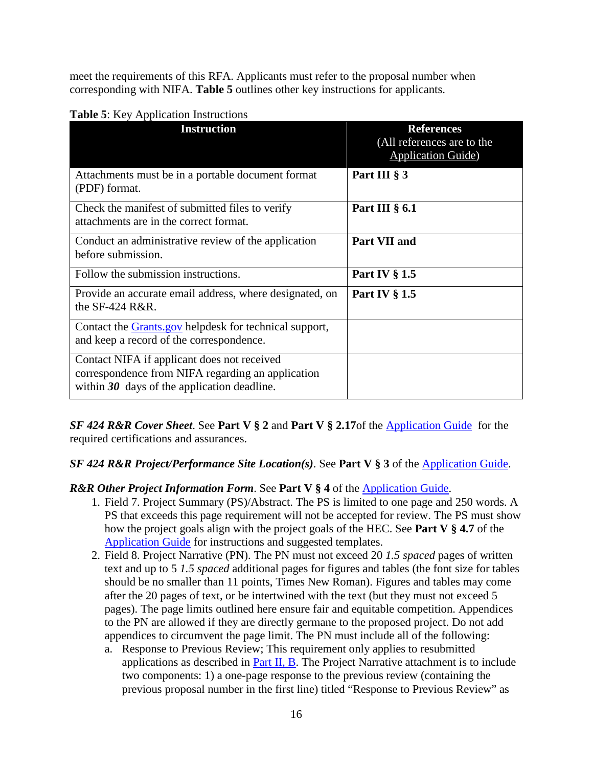meet the requirements of this RFA. Applicants must refer to the proposal number when corresponding with NIFA. **Table 5** outlines other key instructions for applicants.

**Table 5**: Key Application Instructions

| Instruction | References (All references are to the Application Guide) |
|---|---|
| Attachments must be in a portable document format (PDF) format. | **Part III § 3** |
| Check the manifest of submitted files to verify attachments are in the correct format. | **Part III § 6.1** |
| Conduct an administrative review of the application before submission. | **Part VII and** |
| Follow the submission instructions. | **Part IV § 1.5** |
| Provide an accurate email address, where designated, on the SF-424 R&R. | **Part IV § 1.5** |
| Contact the Grants.gov helpdesk for technical support, and keep a record of the correspondence. | |
| Contact NIFA if applicant does not received correspondence from NIFA regarding an application within ***30*** days of the application deadline. | |

***SF 424 R&R Cover Sheet***. See **Part V § 2** and **Part V § 2.17**of the Application Guide for the required certifications and assurances.

***SF 424 R&R Project/Performance Site Location(s)***. See **Part V § 3** of the Application Guide.

***R&R Other Project Information Form***. See **Part V § 4** of the Application Guide.

1. Field 7. Project Summary (PS)/Abstract. The PS is limited to one page and 250 words. A PS that exceeds this page requirement will not be accepted for review. The PS must show how the project goals align with the project goals of the HEC. See **Part V § 4.7** of the Application Guide for instructions and suggested templates.
2. Field 8. Project Narrative (PN). The PN must not exceed 20 *1.5 spaced* pages of written text and up to 5 *1.5 spaced* additional pages for figures and tables (the font size for tables should be no smaller than 11 points, Times New Roman). Figures and tables may come after the 20 pages of text, or be intertwined with the text (but they must not exceed 5 pages). The page limits outlined here ensure fair and equitable competition. Appendices to the PN are allowed if they are directly germane to the proposed project. Do not add appendices to circumvent the page limit. The PN must include all of the following:
   a. Response to Previous Review; This requirement only applies to resubmitted applications as described in Part II, B. The Project Narrative attachment is to include two components: 1) a one-page response to the previous review (containing the previous proposal number in the first line) titled "Response to Previous Review" as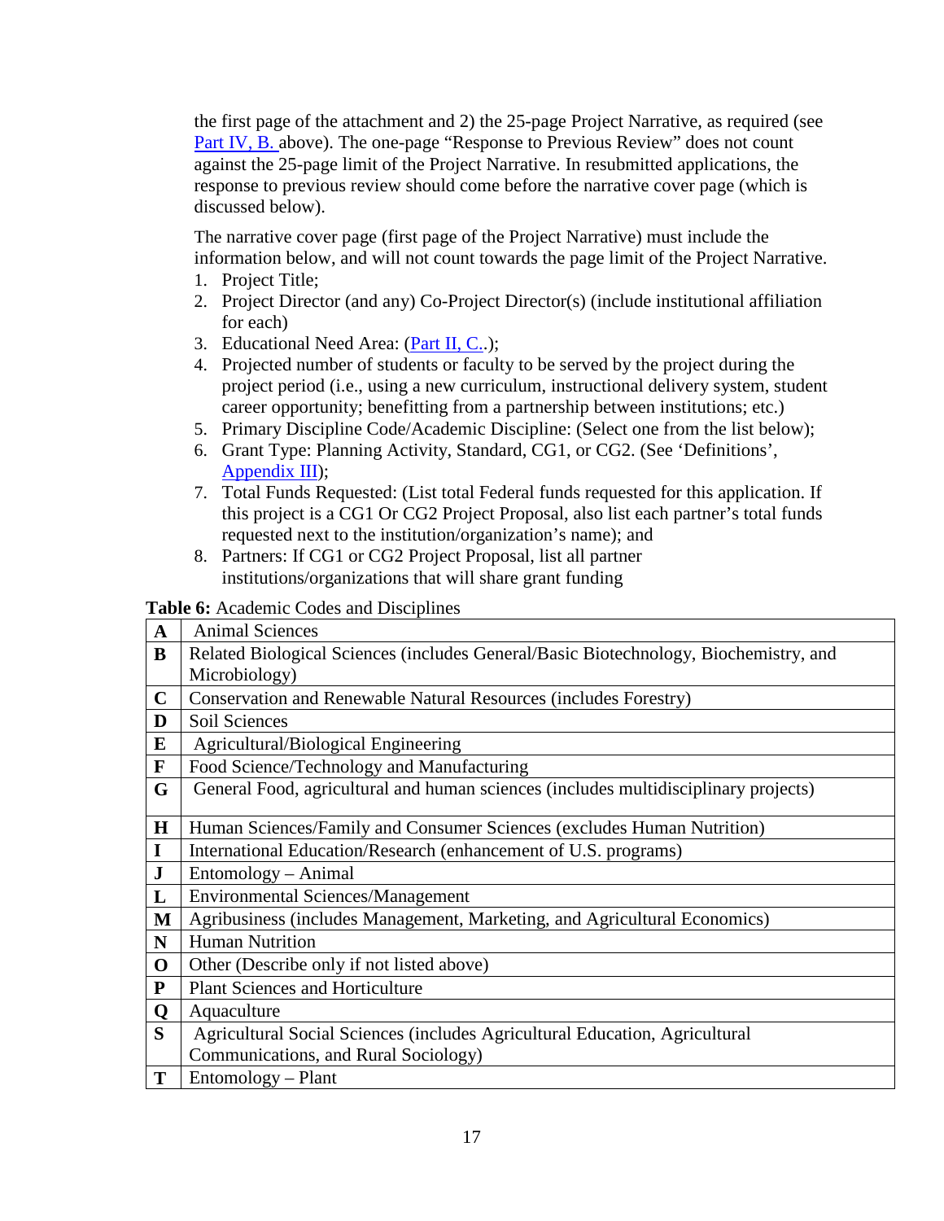the first page of the attachment and 2) the 25-page Project Narrative, as required (see Part IV, B. above). The one-page "Response to Previous Review" does not count against the 25-page limit of the Project Narrative. In resubmitted applications, the response to previous review should come before the narrative cover page (which is discussed below).

The narrative cover page (first page of the Project Narrative) must include the information below, and will not count towards the page limit of the Project Narrative.

1. Project Title;
2. Project Director (and any) Co-Project Director(s) (include institutional affiliation for each)
3. Educational Need Area: (Part II, C..);
4. Projected number of students or faculty to be served by the project during the project period (i.e., using a new curriculum, instructional delivery system, student career opportunity; benefitting from a partnership between institutions; etc.)
5. Primary Discipline Code/Academic Discipline: (Select one from the list below);
6. Grant Type: Planning Activity, Standard, CG1, or CG2. (See 'Definitions', Appendix III);
7. Total Funds Requested: (List total Federal funds requested for this application. If this project is a CG1 Or CG2 Project Proposal, also list each partner's total funds requested next to the institution/organization's name); and
8. Partners: If CG1 or CG2 Project Proposal, list all partner institutions/organizations that will share grant funding

**Table 6:** Academic Codes and Disciplines

| | |
|---|---|
| **A** | Animal Sciences |
| **B** | Related Biological Sciences (includes General/Basic Biotechnology, Biochemistry, and Microbiology) |
| **C** | Conservation and Renewable Natural Resources (includes Forestry) |
| **D** | Soil Sciences |
| **E** | Agricultural/Biological Engineering |
| **F** | Food Science/Technology and Manufacturing |
| **G** | General Food, agricultural and human sciences (includes multidisciplinary projects) |
| **H** | Human Sciences/Family and Consumer Sciences (excludes Human Nutrition) |
| **I** | International Education/Research (enhancement of U.S. programs) |
| **J** | Entomology – Animal |
| **L** | Environmental Sciences/Management |
| **M** | Agribusiness (includes Management, Marketing, and Agricultural Economics) |
| **N** | Human Nutrition |
| **O** | Other (Describe only if not listed above) |
| **P** | Plant Sciences and Horticulture |
| **Q** | Aquaculture |
| **S** | Agricultural Social Sciences (includes Agricultural Education, Agricultural Communications, and Rural Sociology) |
| **T** | Entomology – Plant |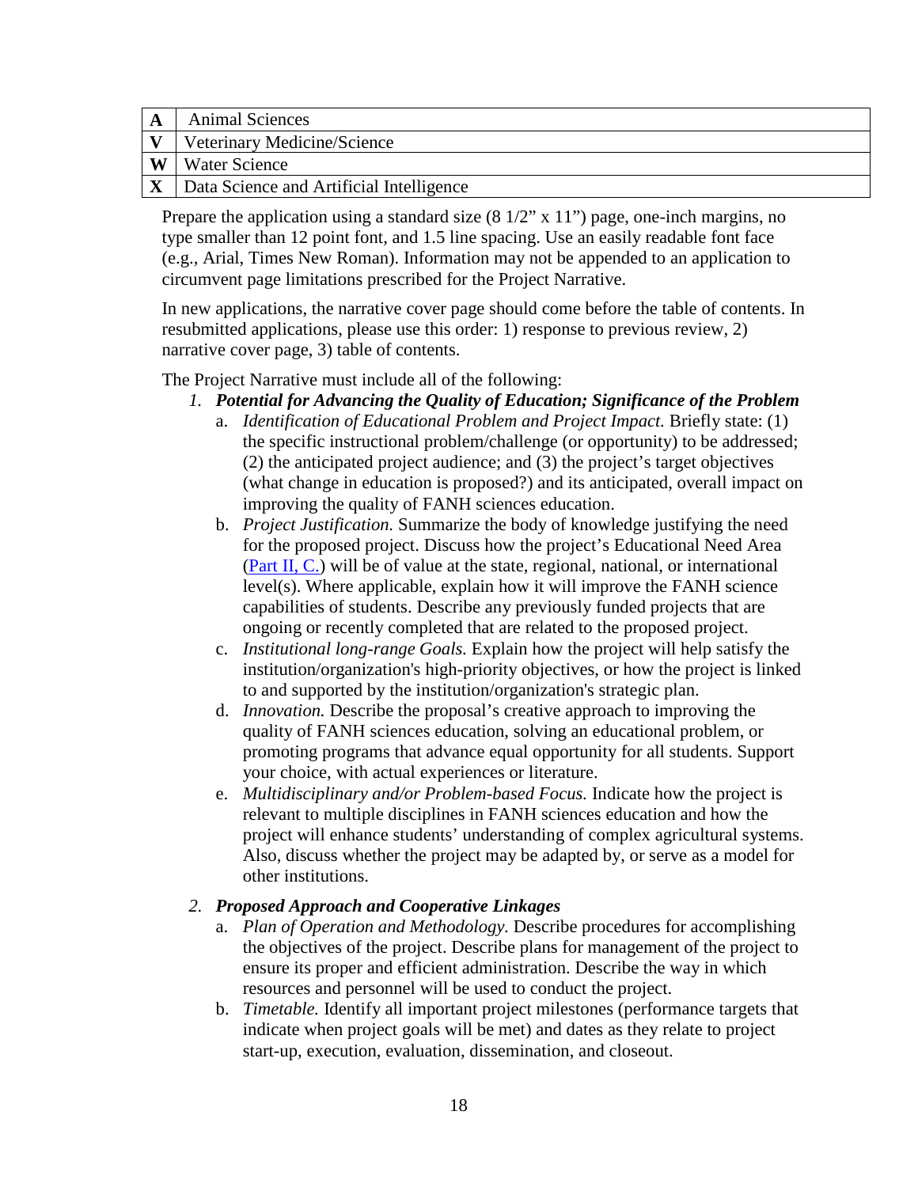| A | Animal Sciences |
|---|---|
| V | Veterinary Medicine/Science |
| W | Water Science |
| X | Data Science and Artificial Intelligence |

Prepare the application using a standard size (8 1/2" x 11") page, one-inch margins, no type smaller than 12 point font, and 1.5 line spacing. Use an easily readable font face (e.g., Arial, Times New Roman). Information may not be appended to an application to circumvent page limitations prescribed for the Project Narrative.

In new applications, the narrative cover page should come before the table of contents. In resubmitted applications, please use this order: 1) response to previous review, 2) narrative cover page, 3) table of contents.

The Project Narrative must include all of the following:

1. ***Potential for Advancing the Quality of Education; Significance of the Problem***
   a. *Identification of Educational Problem and Project Impact.* Briefly state: (1) the specific instructional problem/challenge (or opportunity) to be addressed; (2) the anticipated project audience; and (3) the project's target objectives (what change in education is proposed?) and its anticipated, overall impact on improving the quality of FANH sciences education.
   b. *Project Justification.* Summarize the body of knowledge justifying the need for the proposed project. Discuss how the project's Educational Need Area (Part II, C.) will be of value at the state, regional, national, or international level(s). Where applicable, explain how it will improve the FANH science capabilities of students. Describe any previously funded projects that are ongoing or recently completed that are related to the proposed project.
   c. *Institutional long-range Goals.* Explain how the project will help satisfy the institution/organization's high-priority objectives, or how the project is linked to and supported by the institution/organization's strategic plan.
   d. *Innovation.* Describe the proposal's creative approach to improving the quality of FANH sciences education, solving an educational problem, or promoting programs that advance equal opportunity for all students. Support your choice, with actual experiences or literature.
   e. *Multidisciplinary and/or Problem-based Focus.* Indicate how the project is relevant to multiple disciplines in FANH sciences education and how the project will enhance students' understanding of complex agricultural systems. Also, discuss whether the project may be adapted by, or serve as a model for other institutions.

2. ***Proposed Approach and Cooperative Linkages***
   a. *Plan of Operation and Methodology.* Describe procedures for accomplishing the objectives of the project. Describe plans for management of the project to ensure its proper and efficient administration. Describe the way in which resources and personnel will be used to conduct the project.
   b. *Timetable.* Identify all important project milestones (performance targets that indicate when project goals will be met) and dates as they relate to project start-up, execution, evaluation, dissemination, and closeout.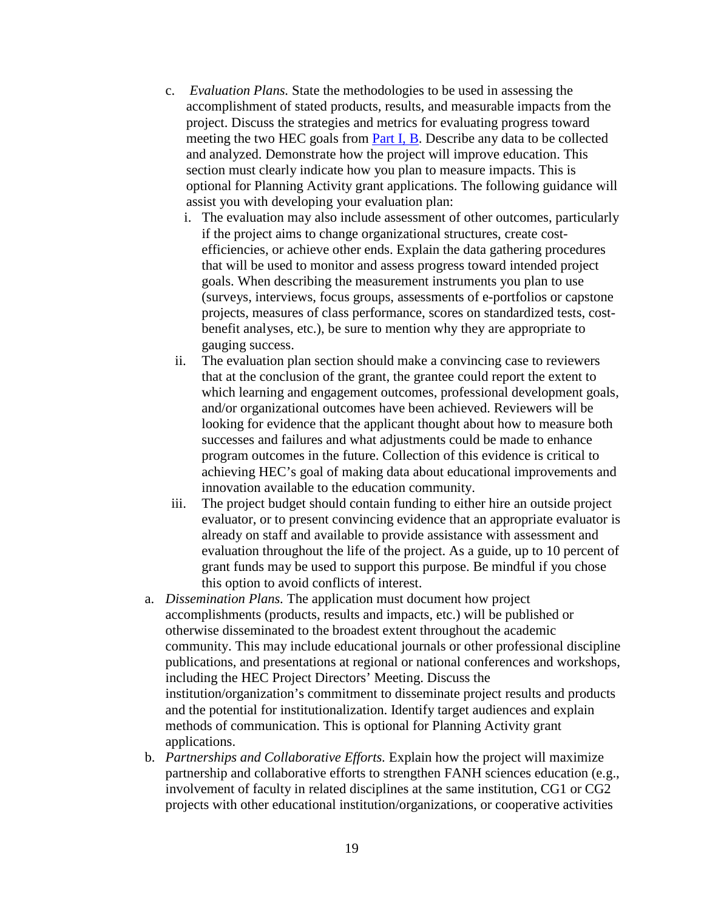c. *Evaluation Plans.* State the methodologies to be used in assessing the accomplishment of stated products, results, and measurable impacts from the project. Discuss the strategies and metrics for evaluating progress toward meeting the two HEC goals from Part I, B. Describe any data to be collected and analyzed. Demonstrate how the project will improve education. This section must clearly indicate how you plan to measure impacts. This is optional for Planning Activity grant applications. The following guidance will assist you with developing your evaluation plan:

   i. The evaluation may also include assessment of other outcomes, particularly if the project aims to change organizational structures, create cost-efficiencies, or achieve other ends. Explain the data gathering procedures that will be used to monitor and assess progress toward intended project goals. When describing the measurement instruments you plan to use (surveys, interviews, focus groups, assessments of e-portfolios or capstone projects, measures of class performance, scores on standardized tests, cost-benefit analyses, etc.), be sure to mention why they are appropriate to gauging success.

   ii. The evaluation plan section should make a convincing case to reviewers that at the conclusion of the grant, the grantee could report the extent to which learning and engagement outcomes, professional development goals, and/or organizational outcomes have been achieved. Reviewers will be looking for evidence that the applicant thought about how to measure both successes and failures and what adjustments could be made to enhance program outcomes in the future. Collection of this evidence is critical to achieving HEC's goal of making data about educational improvements and innovation available to the education community.

   iii. The project budget should contain funding to either hire an outside project evaluator, or to present convincing evidence that an appropriate evaluator is already on staff and available to provide assistance with assessment and evaluation throughout the life of the project. As a guide, up to 10 percent of grant funds may be used to support this purpose. Be mindful if you chose this option to avoid conflicts of interest.

a. *Dissemination Plans.* The application must document how project accomplishments (products, results and impacts, etc.) will be published or otherwise disseminated to the broadest extent throughout the academic community. This may include educational journals or other professional discipline publications, and presentations at regional or national conferences and workshops, including the HEC Project Directors' Meeting. Discuss the institution/organization's commitment to disseminate project results and products and the potential for institutionalization. Identify target audiences and explain methods of communication. This is optional for Planning Activity grant applications.

b. *Partnerships and Collaborative Efforts.* Explain how the project will maximize partnership and collaborative efforts to strengthen FANH sciences education (e.g., involvement of faculty in related disciplines at the same institution, CG1 or CG2 projects with other educational institution/organizations, or cooperative activities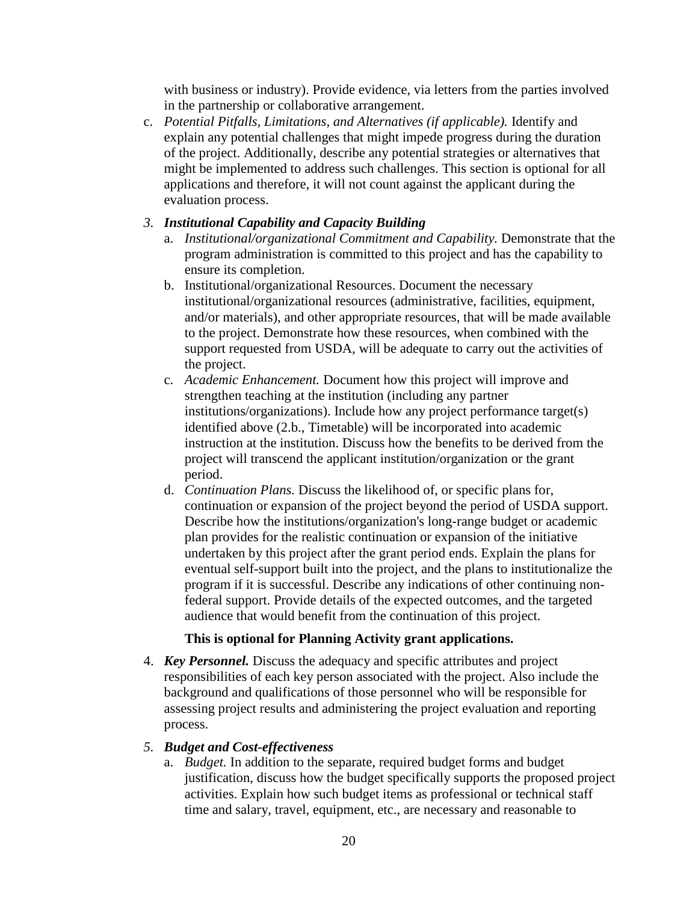with business or industry). Provide evidence, via letters from the parties involved in the partnership or collaborative arrangement.

c. *Potential Pitfalls, Limitations, and Alternatives (if applicable).* Identify and explain any potential challenges that might impede progress during the duration of the project. Additionally, describe any potential strategies or alternatives that might be implemented to address such challenges. This section is optional for all applications and therefore, it will not count against the applicant during the evaluation process.

3. ***Institutional Capability and Capacity Building***
   a. *Institutional/organizational Commitment and Capability.* Demonstrate that the program administration is committed to this project and has the capability to ensure its completion.
   b. Institutional/organizational Resources. Document the necessary institutional/organizational resources (administrative, facilities, equipment, and/or materials), and other appropriate resources, that will be made available to the project. Demonstrate how these resources, when combined with the support requested from USDA, will be adequate to carry out the activities of the project.
   c. *Academic Enhancement.* Document how this project will improve and strengthen teaching at the institution (including any partner institutions/organizations). Include how any project performance target(s) identified above (2.b., Timetable) will be incorporated into academic instruction at the institution. Discuss how the benefits to be derived from the project will transcend the applicant institution/organization or the grant period.
   d. *Continuation Plans.* Discuss the likelihood of, or specific plans for, continuation or expansion of the project beyond the period of USDA support. Describe how the institutions/organization's long-range budget or academic plan provides for the realistic continuation or expansion of the initiative undertaken by this project after the grant period ends. Explain the plans for eventual self-support built into the project, and the plans to institutionalize the program if it is successful. Describe any indications of other continuing non-federal support. Provide details of the expected outcomes, and the targeted audience that would benefit from the continuation of this project.

   **This is optional for Planning Activity grant applications.**

4. ***Key Personnel.*** Discuss the adequacy and specific attributes and project responsibilities of each key person associated with the project. Also include the background and qualifications of those personnel who will be responsible for assessing project results and administering the project evaluation and reporting process.

5. ***Budget and Cost-effectiveness***
   a. *Budget.* In addition to the separate, required budget forms and budget justification, discuss how the budget specifically supports the proposed project activities. Explain how such budget items as professional or technical staff time and salary, travel, equipment, etc., are necessary and reasonable to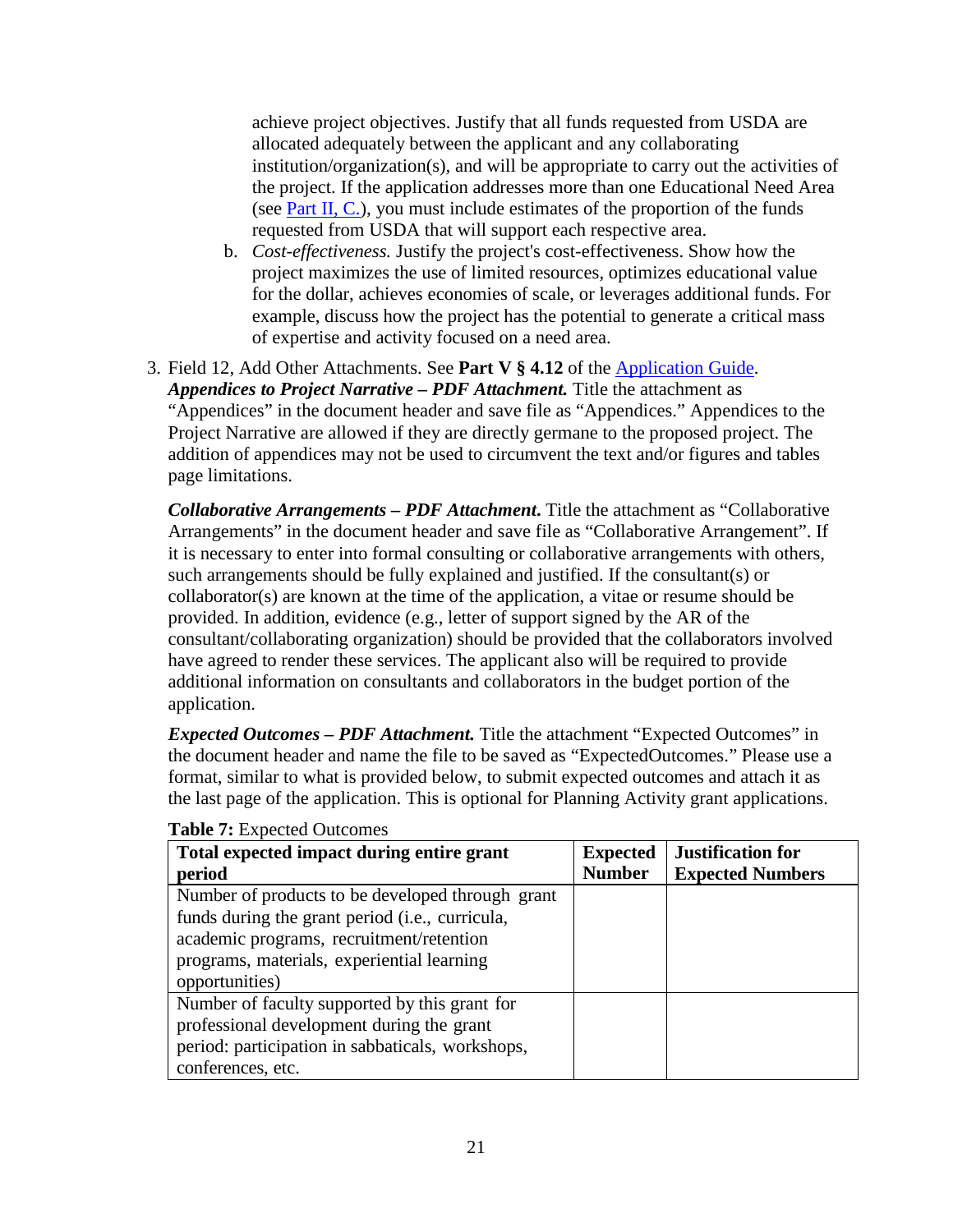achieve project objectives. Justify that all funds requested from USDA are allocated adequately between the applicant and any collaborating institution/organization(s), and will be appropriate to carry out the activities of the project. If the application addresses more than one Educational Need Area (see [Part II, C.](#)), you must include estimates of the proportion of the funds requested from USDA that will support each respective area.

b. *Cost-effectiveness.* Justify the project's cost-effectiveness. Show how the project maximizes the use of limited resources, optimizes educational value for the dollar, achieves economies of scale, or leverages additional funds. For example, discuss how the project has the potential to generate a critical mass of expertise and activity focused on a need area.

3. Field 12, Add Other Attachments. See **Part V § 4.12** of the [Application Guide](#).
***Appendices to Project Narrative – PDF Attachment.*** Title the attachment as "Appendices" in the document header and save file as "Appendices." Appendices to the Project Narrative are allowed if they are directly germane to the proposed project. The addition of appendices may not be used to circumvent the text and/or figures and tables page limitations.

   ***Collaborative Arrangements – PDF Attachment.*** Title the attachment as "Collaborative Arrangements" in the document header and save file as "Collaborative Arrangement". If it is necessary to enter into formal consulting or collaborative arrangements with others, such arrangements should be fully explained and justified. If the consultant(s) or collaborator(s) are known at the time of the application, a vitae or resume should be provided. In addition, evidence (e.g., letter of support signed by the AR of the consultant/collaborating organization) should be provided that the collaborators involved have agreed to render these services. The applicant also will be required to provide additional information on consultants and collaborators in the budget portion of the application.

   ***Expected Outcomes – PDF Attachment.*** Title the attachment "Expected Outcomes" in the document header and name the file to be saved as "ExpectedOutcomes." Please use a format, similar to what is provided below, to submit expected outcomes and attach it as the last page of the application. This is optional for Planning Activity grant applications.

**Table 7:** Expected Outcomes

| Total expected impact during entire grant period | Expected Number | Justification for Expected Numbers |
|---|---|---|
| Number of products to be developed through grant funds during the grant period (i.e., curricula, academic programs, recruitment/retention programs, materials, experiential learning opportunities) | | |
| Number of faculty supported by this grant for professional development during the grant period: participation in sabbaticals, workshops, conferences, etc. | | |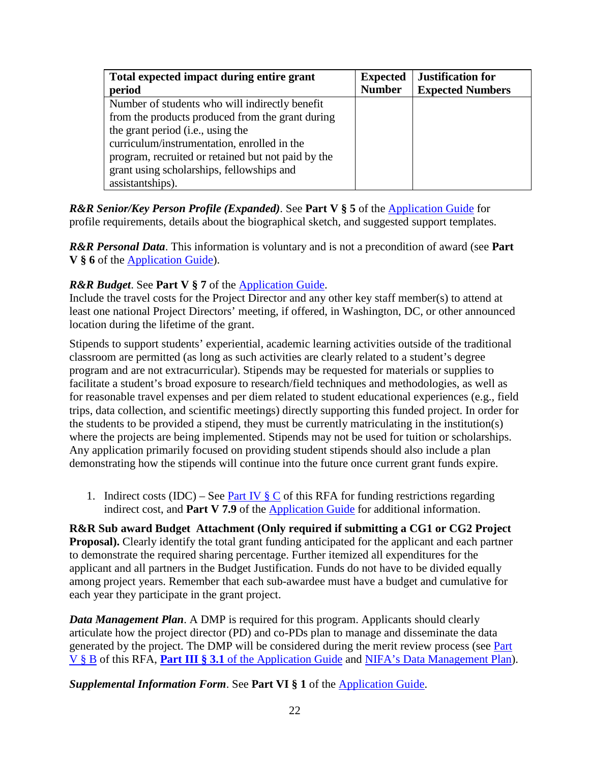| Total expected impact during entire grant period | Expected Number | Justification for Expected Numbers |
|---|---|---|
| Number of students who will indirectly benefit from the products produced from the grant during the grant period (i.e., using the curriculum/instrumentation, enrolled in the program, recruited or retained but not paid by the grant using scholarships, fellowships and assistantships). | | |

***R&R Senior/Key Person Profile (Expanded)***. See **Part V § 5** of the Application Guide for profile requirements, details about the biographical sketch, and suggested support templates.

***R&R Personal Data***. This information is voluntary and is not a precondition of award (see **Part V § 6** of the Application Guide).

***R&R Budget***. See **Part V § 7** of the Application Guide.
Include the travel costs for the Project Director and any other key staff member(s) to attend at least one national Project Directors' meeting, if offered, in Washington, DC, or other announced location during the lifetime of the grant.

Stipends to support students' experiential, academic learning activities outside of the traditional classroom are permitted (as long as such activities are clearly related to a student's degree program and are not extracurricular). Stipends may be requested for materials or supplies to facilitate a student's broad exposure to research/field techniques and methodologies, as well as for reasonable travel expenses and per diem related to student educational experiences (e.g., field trips, data collection, and scientific meetings) directly supporting this funded project. In order for the students to be provided a stipend, they must be currently matriculating in the institution(s) where the projects are being implemented. Stipends may not be used for tuition or scholarships. Any application primarily focused on providing student stipends should also include a plan demonstrating how the stipends will continue into the future once current grant funds expire.

1. Indirect costs (IDC) – See Part IV § C of this RFA for funding restrictions regarding indirect cost, and **Part V 7.9** of the Application Guide for additional information.

**R&R Sub award Budget Attachment (Only required if submitting a CG1 or CG2 Project Proposal).** Clearly identify the total grant funding anticipated for the applicant and each partner to demonstrate the required sharing percentage. Further itemized all expenditures for the applicant and all partners in the Budget Justification. Funds do not have to be divided equally among project years. Remember that each sub-awardee must have a budget and cumulative for each year they participate in the grant project.

***Data Management Plan***. A DMP is required for this program. Applicants should clearly articulate how the project director (PD) and co-PDs plan to manage and disseminate the data generated by the project. The DMP will be considered during the merit review process (see Part V § B of this RFA, **Part III § 3.1** of the Application Guide and NIFA's Data Management Plan).

***Supplemental Information Form***. See **Part VI § 1** of the Application Guide.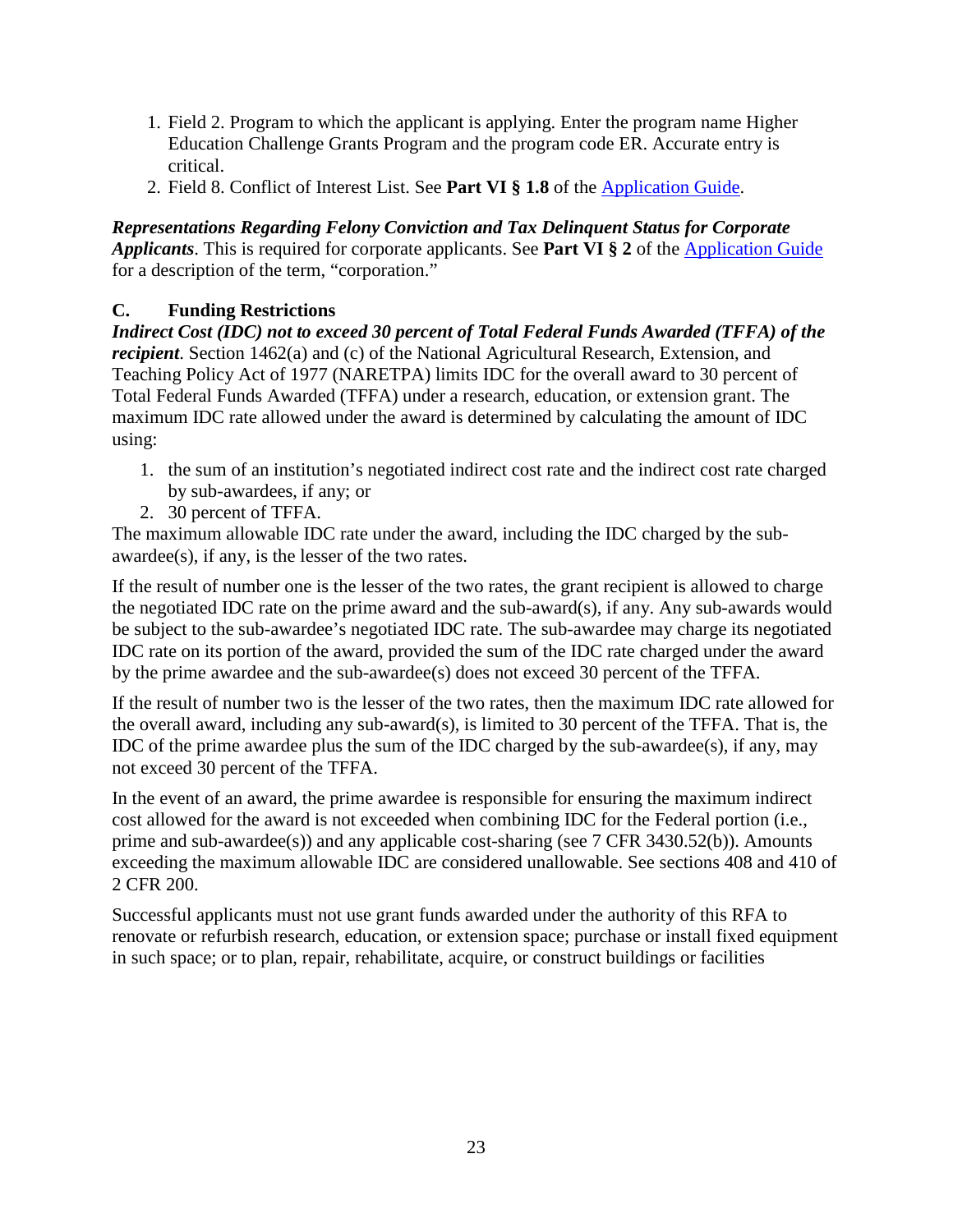1. Field 2. Program to which the applicant is applying. Enter the program name Higher Education Challenge Grants Program and the program code ER. Accurate entry is critical.
2. Field 8. Conflict of Interest List. See **Part VI § 1.8** of the [Application Guide](Application Guide).

***Representations Regarding Felony Conviction and Tax Delinquent Status for Corporate Applicants***. This is required for corporate applicants. See **Part VI § 2** of the [Application Guide](Application Guide) for a description of the term, "corporation."

### C. Funding Restrictions

***Indirect Cost (IDC) not to exceed 30 percent of Total Federal Funds Awarded (TFFA) of the recipient***. Section 1462(a) and (c) of the National Agricultural Research, Extension, and Teaching Policy Act of 1977 (NARETPA) limits IDC for the overall award to 30 percent of Total Federal Funds Awarded (TFFA) under a research, education, or extension grant. The maximum IDC rate allowed under the award is determined by calculating the amount of IDC using:

1. the sum of an institution's negotiated indirect cost rate and the indirect cost rate charged by sub-awardees, if any; or
2. 30 percent of TFFA.

The maximum allowable IDC rate under the award, including the IDC charged by the sub-awardee(s), if any, is the lesser of the two rates.

If the result of number one is the lesser of the two rates, the grant recipient is allowed to charge the negotiated IDC rate on the prime award and the sub-award(s), if any. Any sub-awards would be subject to the sub-awardee's negotiated IDC rate. The sub-awardee may charge its negotiated IDC rate on its portion of the award, provided the sum of the IDC rate charged under the award by the prime awardee and the sub-awardee(s) does not exceed 30 percent of the TFFA.

If the result of number two is the lesser of the two rates, then the maximum IDC rate allowed for the overall award, including any sub-award(s), is limited to 30 percent of the TFFA. That is, the IDC of the prime awardee plus the sum of the IDC charged by the sub-awardee(s), if any, may not exceed 30 percent of the TFFA.

In the event of an award, the prime awardee is responsible for ensuring the maximum indirect cost allowed for the award is not exceeded when combining IDC for the Federal portion (i.e., prime and sub-awardee(s)) and any applicable cost-sharing (see 7 CFR 3430.52(b)). Amounts exceeding the maximum allowable IDC are considered unallowable. See sections 408 and 410 of 2 CFR 200.

Successful applicants must not use grant funds awarded under the authority of this RFA to renovate or refurbish research, education, or extension space; purchase or install fixed equipment in such space; or to plan, repair, rehabilitate, acquire, or construct buildings or facilities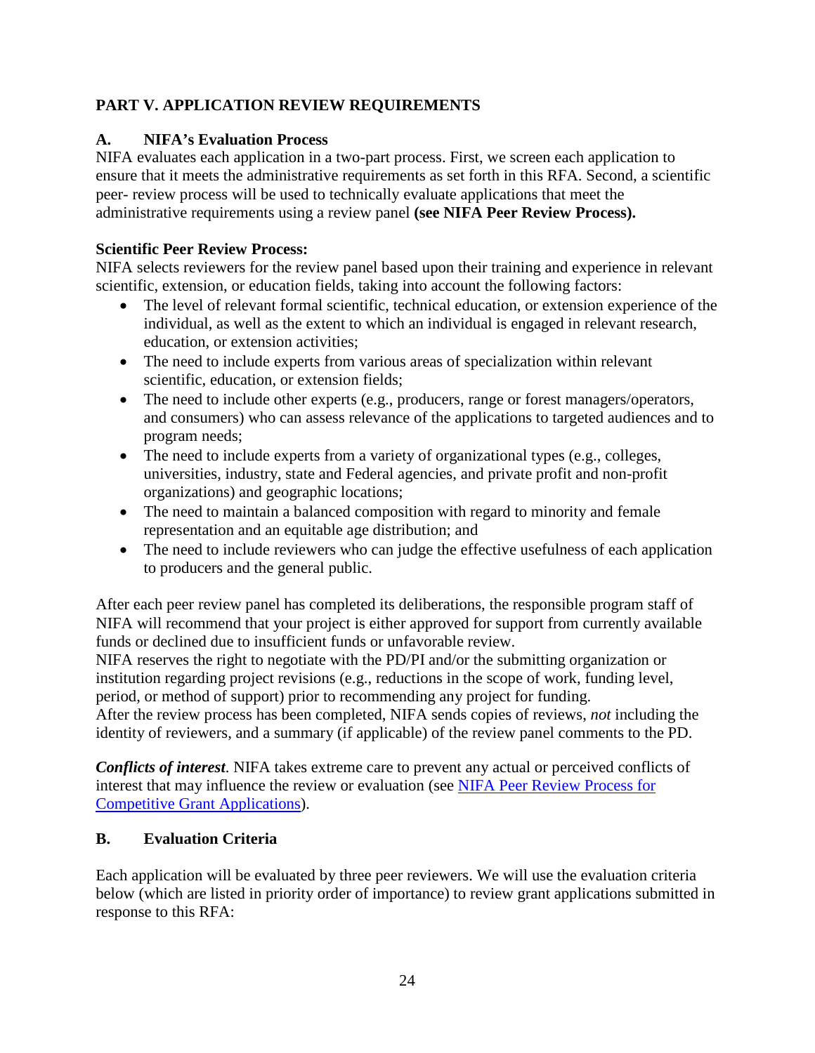## PART V. APPLICATION REVIEW REQUIREMENTS

### A. NIFA's Evaluation Process

NIFA evaluates each application in a two-part process. First, we screen each application to ensure that it meets the administrative requirements as set forth in this RFA. Second, a scientific peer- review process will be used to technically evaluate applications that meet the administrative requirements using a review panel **(see NIFA Peer Review Process).**

**Scientific Peer Review Process:**

NIFA selects reviewers for the review panel based upon their training and experience in relevant scientific, extension, or education fields, taking into account the following factors:

- The level of relevant formal scientific, technical education, or extension experience of the individual, as well as the extent to which an individual is engaged in relevant research, education, or extension activities;
- The need to include experts from various areas of specialization within relevant scientific, education, or extension fields;
- The need to include other experts (e.g., producers, range or forest managers/operators, and consumers) who can assess relevance of the applications to targeted audiences and to program needs;
- The need to include experts from a variety of organizational types (e.g., colleges, universities, industry, state and Federal agencies, and private profit and non-profit organizations) and geographic locations;
- The need to maintain a balanced composition with regard to minority and female representation and an equitable age distribution; and
- The need to include reviewers who can judge the effective usefulness of each application to producers and the general public.

After each peer review panel has completed its deliberations, the responsible program staff of NIFA will recommend that your project is either approved for support from currently available funds or declined due to insufficient funds or unfavorable review.

NIFA reserves the right to negotiate with the PD/PI and/or the submitting organization or institution regarding project revisions (e.g., reductions in the scope of work, funding level, period, or method of support) prior to recommending any project for funding.

After the review process has been completed, NIFA sends copies of reviews, *not* including the identity of reviewers, and a summary (if applicable) of the review panel comments to the PD.

***Conflicts of interest***. NIFA takes extreme care to prevent any actual or perceived conflicts of interest that may influence the review or evaluation (see [NIFA Peer Review Process for Competitive Grant Applications](NIFA Peer Review Process for Competitive Grant Applications)).

### B. Evaluation Criteria

Each application will be evaluated by three peer reviewers. We will use the evaluation criteria below (which are listed in priority order of importance) to review grant applications submitted in response to this RFA: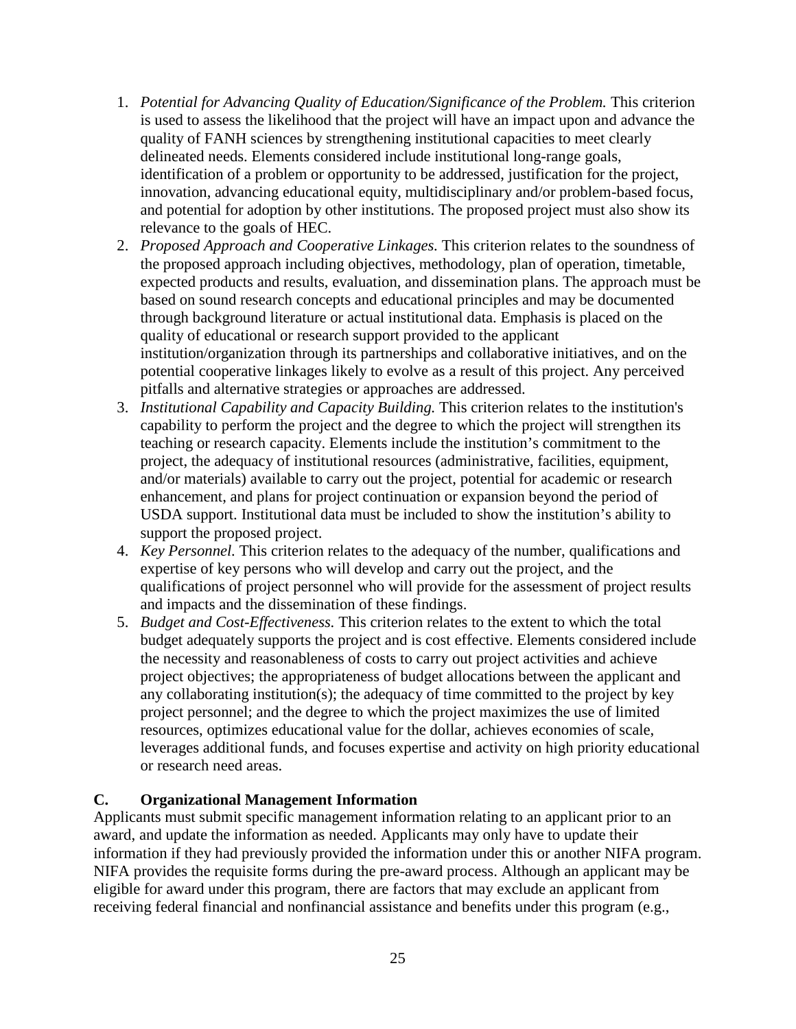1. *Potential for Advancing Quality of Education/Significance of the Problem.* This criterion is used to assess the likelihood that the project will have an impact upon and advance the quality of FANH sciences by strengthening institutional capacities to meet clearly delineated needs. Elements considered include institutional long-range goals, identification of a problem or opportunity to be addressed, justification for the project, innovation, advancing educational equity, multidisciplinary and/or problem-based focus, and potential for adoption by other institutions. The proposed project must also show its relevance to the goals of HEC.
2. *Proposed Approach and Cooperative Linkages.* This criterion relates to the soundness of the proposed approach including objectives, methodology, plan of operation, timetable, expected products and results, evaluation, and dissemination plans. The approach must be based on sound research concepts and educational principles and may be documented through background literature or actual institutional data. Emphasis is placed on the quality of educational or research support provided to the applicant institution/organization through its partnerships and collaborative initiatives, and on the potential cooperative linkages likely to evolve as a result of this project. Any perceived pitfalls and alternative strategies or approaches are addressed.
3. *Institutional Capability and Capacity Building.* This criterion relates to the institution's capability to perform the project and the degree to which the project will strengthen its teaching or research capacity. Elements include the institution's commitment to the project, the adequacy of institutional resources (administrative, facilities, equipment, and/or materials) available to carry out the project, potential for academic or research enhancement, and plans for project continuation or expansion beyond the period of USDA support. Institutional data must be included to show the institution's ability to support the proposed project.
4. *Key Personnel.* This criterion relates to the adequacy of the number, qualifications and expertise of key persons who will develop and carry out the project, and the qualifications of project personnel who will provide for the assessment of project results and impacts and the dissemination of these findings.
5. *Budget and Cost-Effectiveness.* This criterion relates to the extent to which the total budget adequately supports the project and is cost effective. Elements considered include the necessity and reasonableness of costs to carry out project activities and achieve project objectives; the appropriateness of budget allocations between the applicant and any collaborating institution(s); the adequacy of time committed to the project by key project personnel; and the degree to which the project maximizes the use of limited resources, optimizes educational value for the dollar, achieves economies of scale, leverages additional funds, and focuses expertise and activity on high priority educational or research need areas.

## C. Organizational Management Information

Applicants must submit specific management information relating to an applicant prior to an award, and update the information as needed. Applicants may only have to update their information if they had previously provided the information under this or another NIFA program. NIFA provides the requisite forms during the pre-award process. Although an applicant may be eligible for award under this program, there are factors that may exclude an applicant from receiving federal financial and nonfinancial assistance and benefits under this program (e.g.,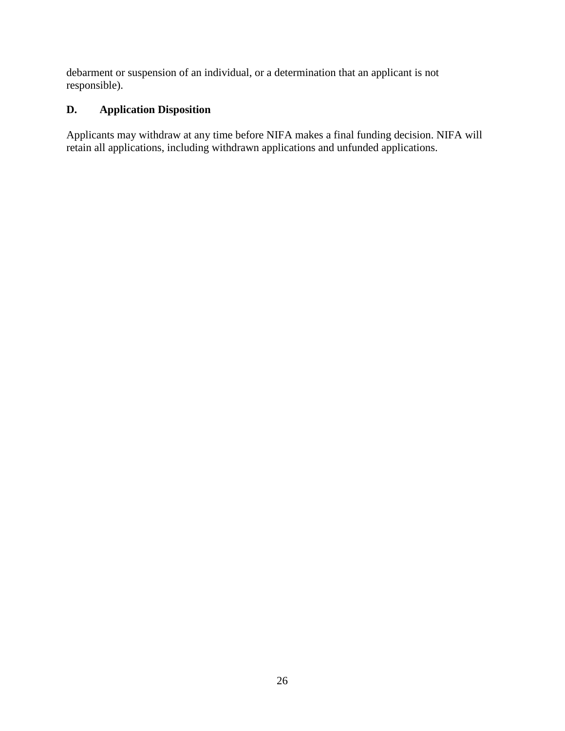debarment or suspension of an individual, or a determination that an applicant is not responsible).

### D. Application Disposition

Applicants may withdraw at any time before NIFA makes a final funding decision. NIFA will retain all applications, including withdrawn applications and unfunded applications.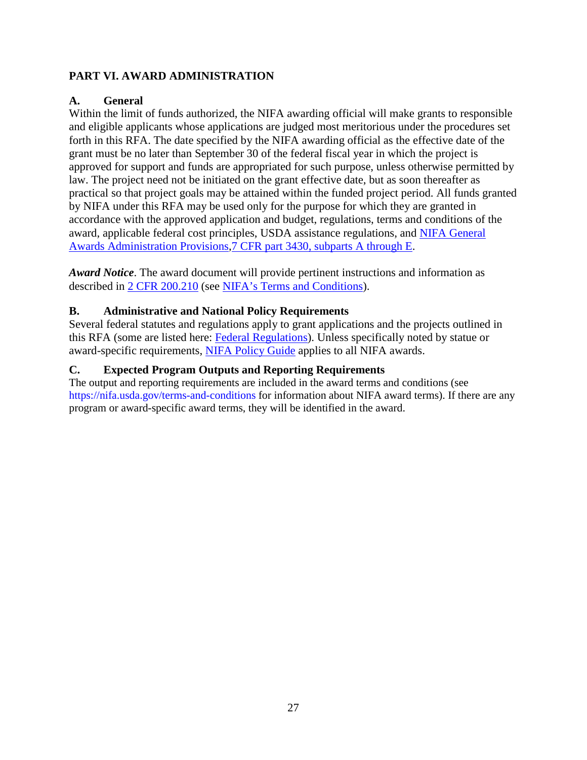# PART VI. AWARD ADMINISTRATION

## A. General

Within the limit of funds authorized, the NIFA awarding official will make grants to responsible and eligible applicants whose applications are judged most meritorious under the procedures set forth in this RFA. The date specified by the NIFA awarding official as the effective date of the grant must be no later than September 30 of the federal fiscal year in which the project is approved for support and funds are appropriated for such purpose, unless otherwise permitted by law. The project need not be initiated on the grant effective date, but as soon thereafter as practical so that project goals may be attained within the funded project period. All funds granted by NIFA under this RFA may be used only for the purpose for which they are granted in accordance with the approved application and budget, regulations, terms and conditions of the award, applicable federal cost principles, USDA assistance regulations, and NIFA General Awards Administration Provisions,7 CFR part 3430, subparts A through E.

***Award Notice***. The award document will provide pertinent instructions and information as described in 2 CFR 200.210 (see NIFA's Terms and Conditions).

## B. Administrative and National Policy Requirements

Several federal statutes and regulations apply to grant applications and the projects outlined in this RFA (some are listed here: Federal Regulations). Unless specifically noted by statue or award-specific requirements, NIFA Policy Guide applies to all NIFA awards.

## C. Expected Program Outputs and Reporting Requirements

The output and reporting requirements are included in the award terms and conditions (see https://nifa.usda.gov/terms-and-conditions for information about NIFA award terms). If there are any program or award-specific award terms, they will be identified in the award.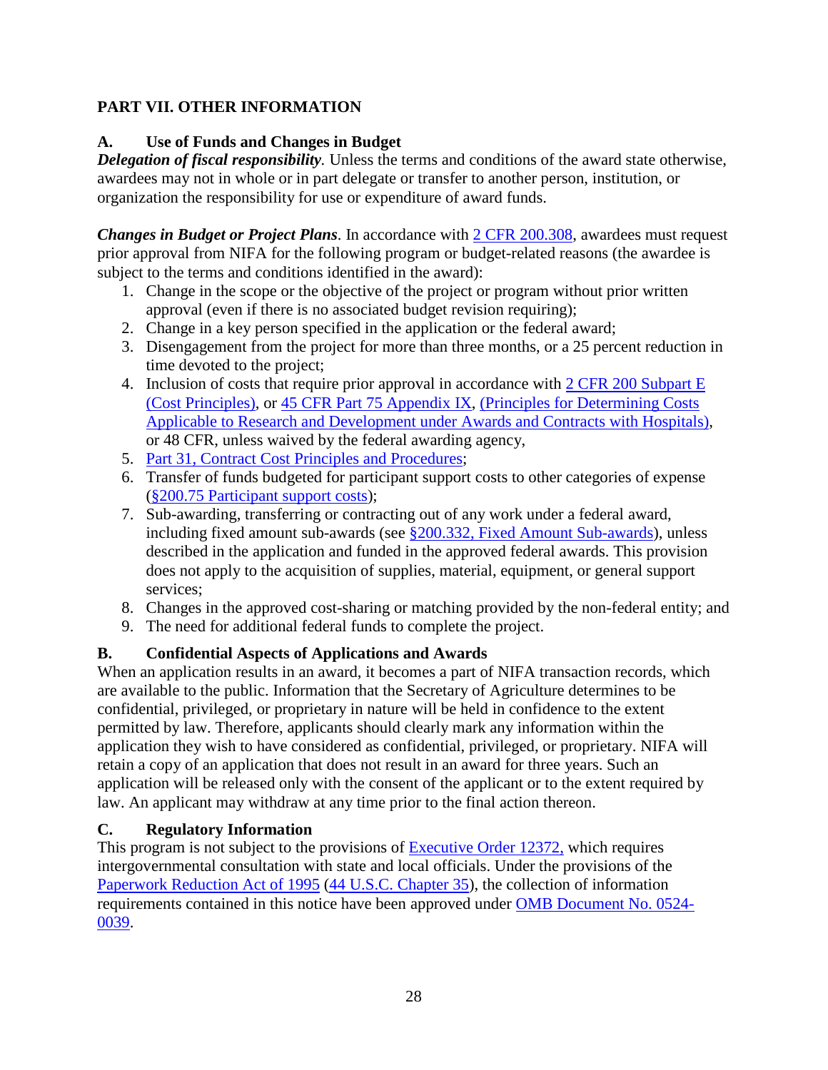## PART VII. OTHER INFORMATION

### A. Use of Funds and Changes in Budget

***Delegation of fiscal responsibility.*** Unless the terms and conditions of the award state otherwise, awardees may not in whole or in part delegate or transfer to another person, institution, or organization the responsibility for use or expenditure of award funds.

***Changes in Budget or Project Plans***. In accordance with 2 CFR 200.308, awardees must request prior approval from NIFA for the following program or budget-related reasons (the awardee is subject to the terms and conditions identified in the award):

1. Change in the scope or the objective of the project or program without prior written approval (even if there is no associated budget revision requiring);
2. Change in a key person specified in the application or the federal award;
3. Disengagement from the project for more than three months, or a 25 percent reduction in time devoted to the project;
4. Inclusion of costs that require prior approval in accordance with 2 CFR 200 Subpart E (Cost Principles), or 45 CFR Part 75 Appendix IX, (Principles for Determining Costs Applicable to Research and Development under Awards and Contracts with Hospitals), or 48 CFR, unless waived by the federal awarding agency,
5. Part 31, Contract Cost Principles and Procedures;
6. Transfer of funds budgeted for participant support costs to other categories of expense (§200.75 Participant support costs);
7. Sub-awarding, transferring or contracting out of any work under a federal award, including fixed amount sub-awards (see §200.332, Fixed Amount Sub-awards), unless described in the application and funded in the approved federal awards. This provision does not apply to the acquisition of supplies, material, equipment, or general support services;
8. Changes in the approved cost-sharing or matching provided by the non-federal entity; and
9. The need for additional federal funds to complete the project.

### B. Confidential Aspects of Applications and Awards

When an application results in an award, it becomes a part of NIFA transaction records, which are available to the public. Information that the Secretary of Agriculture determines to be confidential, privileged, or proprietary in nature will be held in confidence to the extent permitted by law. Therefore, applicants should clearly mark any information within the application they wish to have considered as confidential, privileged, or proprietary. NIFA will retain a copy of an application that does not result in an award for three years. Such an application will be released only with the consent of the applicant or to the extent required by law. An applicant may withdraw at any time prior to the final action thereon.

### C. Regulatory Information

This program is not subject to the provisions of Executive Order 12372, which requires intergovernmental consultation with state and local officials. Under the provisions of the Paperwork Reduction Act of 1995 (44 U.S.C. Chapter 35), the collection of information requirements contained in this notice have been approved under OMB Document No. 0524-0039.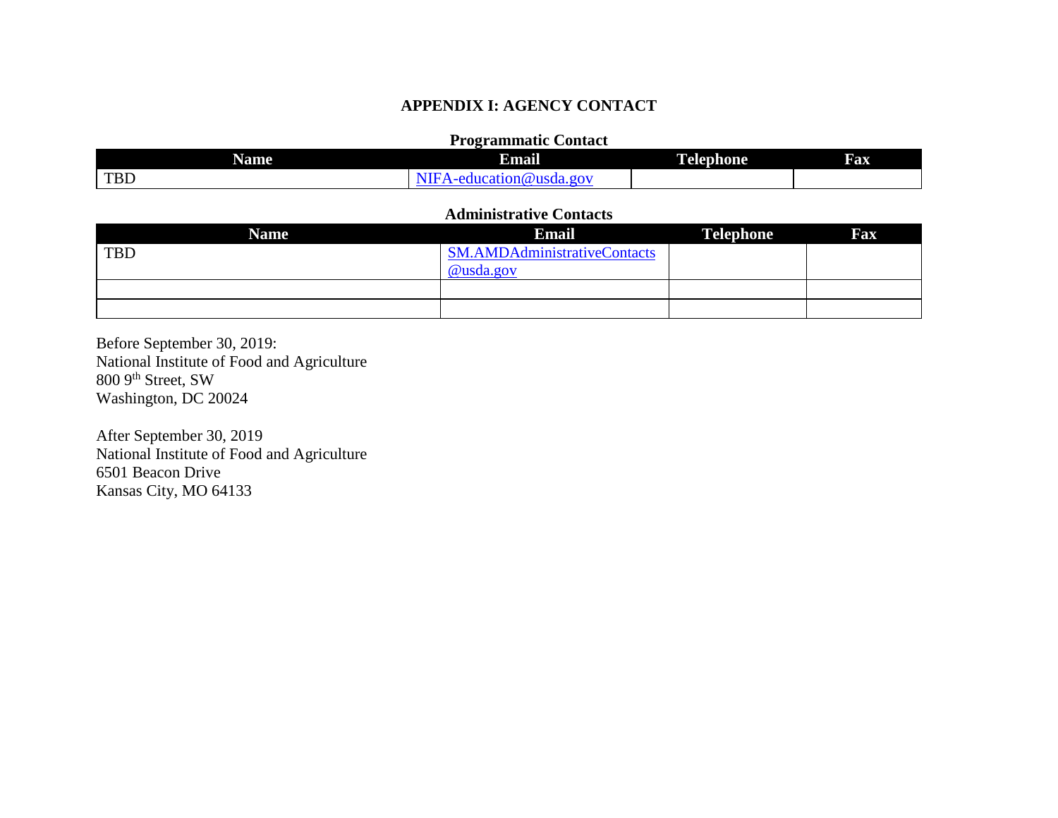## APPENDIX I: AGENCY CONTACT

**Programmatic Contact**

| Name | Email | Telephone | Fax |
|---|---|---|---|
| TBD | NIFA-education@usda.gov | | |

**Administrative Contacts**

| Name | Email | Telephone | Fax |
|---|---|---|---|
| TBD | SM.AMDAdministrativeContacts@usda.gov | | |
| | | | |
| | | | |

Before September 30, 2019:
National Institute of Food and Agriculture
800 9th Street, SW
Washington, DC 20024

After September 30, 2019
National Institute of Food and Agriculture
6501 Beacon Drive
Kansas City, MO 64133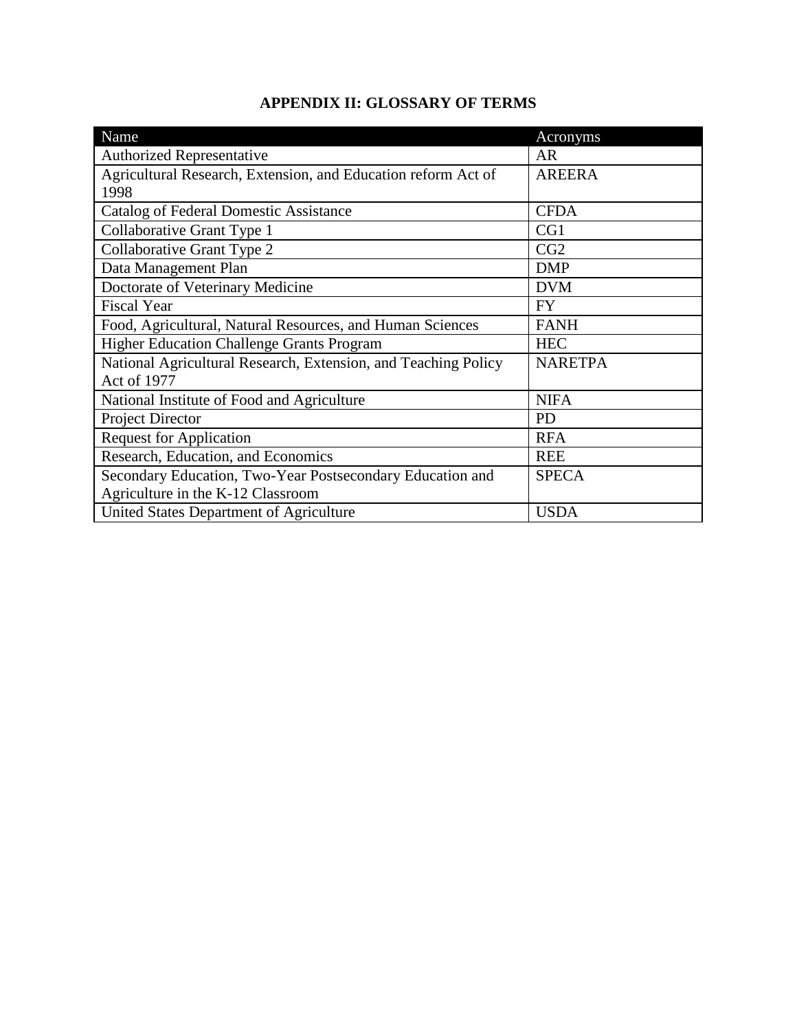# APPENDIX II: GLOSSARY OF TERMS

| Name | Acronyms |
|---|---|
| Authorized Representative | AR |
| Agricultural Research, Extension, and Education reform Act of 1998 | AREERA |
| Catalog of Federal Domestic Assistance | CFDA |
| Collaborative Grant Type 1 | CG1 |
| Collaborative Grant Type 2 | CG2 |
| Data Management Plan | DMP |
| Doctorate of Veterinary Medicine | DVM |
| Fiscal Year | FY |
| Food, Agricultural, Natural Resources, and Human Sciences | FANH |
| Higher Education Challenge Grants Program | HEC |
| National Agricultural Research, Extension, and Teaching Policy Act of 1977 | NARETPA |
| National Institute of Food and Agriculture | NIFA |
| Project Director | PD |
| Request for Application | RFA |
| Research, Education, and Economics | REE |
| Secondary Education, Two-Year Postsecondary Education and Agriculture in the K-12 Classroom | SPECA |
| United States Department of Agriculture | USDA |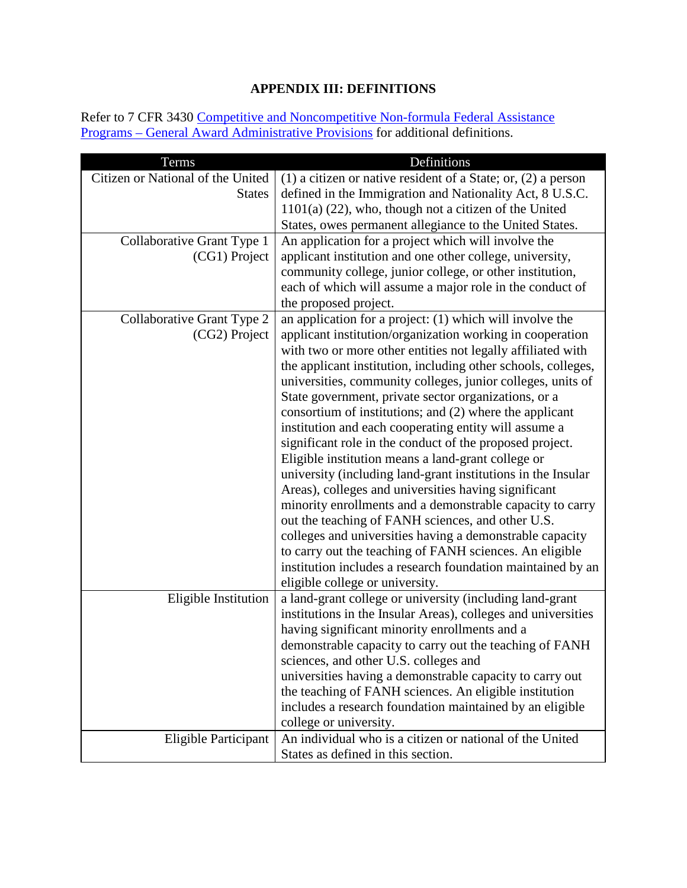## APPENDIX III: DEFINITIONS

Refer to 7 CFR 3430 [Competitive and Noncompetitive Non-formula Federal Assistance Programs – General Award Administrative Provisions]() for additional definitions.

| Terms | Definitions |
|---|---|
| Citizen or National of the United States | (1) a citizen or native resident of a State; or, (2) a person defined in the Immigration and Nationality Act, 8 U.S.C. 1101(a) (22), who, though not a citizen of the United States, owes permanent allegiance to the United States. |
| Collaborative Grant Type 1 (CG1) Project | An application for a project which will involve the applicant institution and one other college, university, community college, junior college, or other institution, each of which will assume a major role in the conduct of the proposed project. |
| Collaborative Grant Type 2 (CG2) Project | an application for a project: (1) which will involve the applicant institution/organization working in cooperation with two or more other entities not legally affiliated with the applicant institution, including other schools, colleges, universities, community colleges, junior colleges, units of State government, private sector organizations, or a consortium of institutions; and (2) where the applicant institution and each cooperating entity will assume a significant role in the conduct of the proposed project. Eligible institution means a land-grant college or university (including land-grant institutions in the Insular Areas), colleges and universities having significant minority enrollments and a demonstrable capacity to carry out the teaching of FANH sciences, and other U.S. colleges and universities having a demonstrable capacity to carry out the teaching of FANH sciences. An eligible institution includes a research foundation maintained by an eligible college or university. |
| Eligible Institution | a land-grant college or university (including land-grant institutions in the Insular Areas), colleges and universities having significant minority enrollments and a demonstrable capacity to carry out the teaching of FANH sciences, and other U.S. colleges and universities having a demonstrable capacity to carry out the teaching of FANH sciences. An eligible institution includes a research foundation maintained by an eligible college or university. |
| Eligible Participant | An individual who is a citizen or national of the United States as defined in this section. |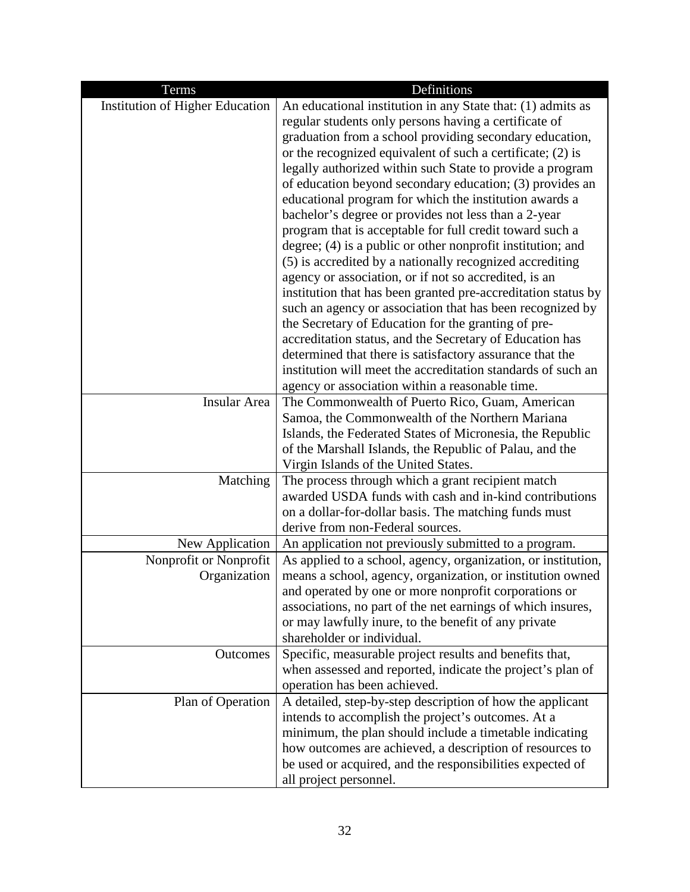| Terms | Definitions |
|---|---|
| Institution of Higher Education | An educational institution in any State that: (1) admits as regular students only persons having a certificate of graduation from a school providing secondary education, or the recognized equivalent of such a certificate; (2) is legally authorized within such State to provide a program of education beyond secondary education; (3) provides an educational program for which the institution awards a bachelor's degree or provides not less than a 2-year program that is acceptable for full credit toward such a degree; (4) is a public or other nonprofit institution; and (5) is accredited by a nationally recognized accrediting agency or association, or if not so accredited, is an institution that has been granted pre-accreditation status by such an agency or association that has been recognized by the Secretary of Education for the granting of pre-accreditation status, and the Secretary of Education has determined that there is satisfactory assurance that the institution will meet the accreditation standards of such an agency or association within a reasonable time. |
| Insular Area | The Commonwealth of Puerto Rico, Guam, American Samoa, the Commonwealth of the Northern Mariana Islands, the Federated States of Micronesia, the Republic of the Marshall Islands, the Republic of Palau, and the Virgin Islands of the United States. |
| Matching | The process through which a grant recipient match awarded USDA funds with cash and in-kind contributions on a dollar-for-dollar basis. The matching funds must derive from non-Federal sources. |
| New Application | An application not previously submitted to a program. |
| Nonprofit or Nonprofit Organization | As applied to a school, agency, organization, or institution, means a school, agency, organization, or institution owned and operated by one or more nonprofit corporations or associations, no part of the net earnings of which insures, or may lawfully inure, to the benefit of any private shareholder or individual. |
| Outcomes | Specific, measurable project results and benefits that, when assessed and reported, indicate the project's plan of operation has been achieved. |
| Plan of Operation | A detailed, step-by-step description of how the applicant intends to accomplish the project's outcomes. At a minimum, the plan should include a timetable indicating how outcomes are achieved, a description of resources to be used or acquired, and the responsibilities expected of all project personnel. |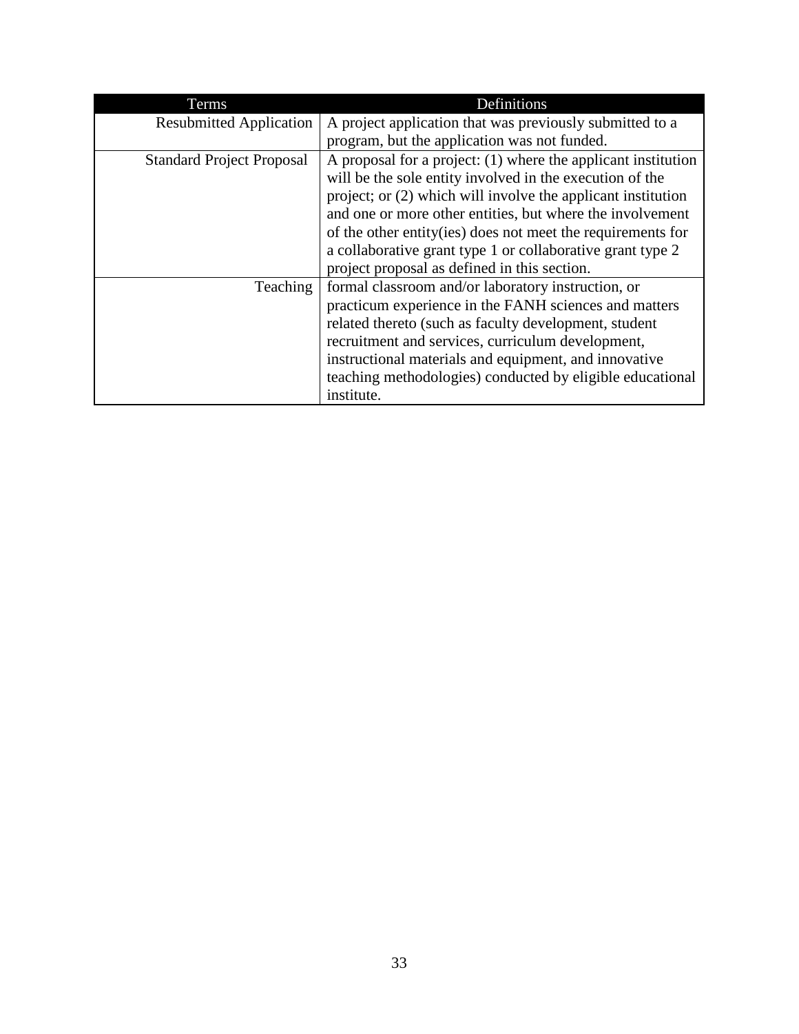| Terms | Definitions |
| --- | --- |
| Resubmitted Application | A project application that was previously submitted to a program, but the application was not funded. |
| Standard Project Proposal | A proposal for a project: (1) where the applicant institution will be the sole entity involved in the execution of the project; or (2) which will involve the applicant institution and one or more other entities, but where the involvement of the other entity(ies) does not meet the requirements for a collaborative grant type 1 or collaborative grant type 2 project proposal as defined in this section. |
| Teaching | formal classroom and/or laboratory instruction, or practicum experience in the FANH sciences and matters related thereto (such as faculty development, student recruitment and services, curriculum development, instructional materials and equipment, and innovative teaching methodologies) conducted by eligible educational institute. |